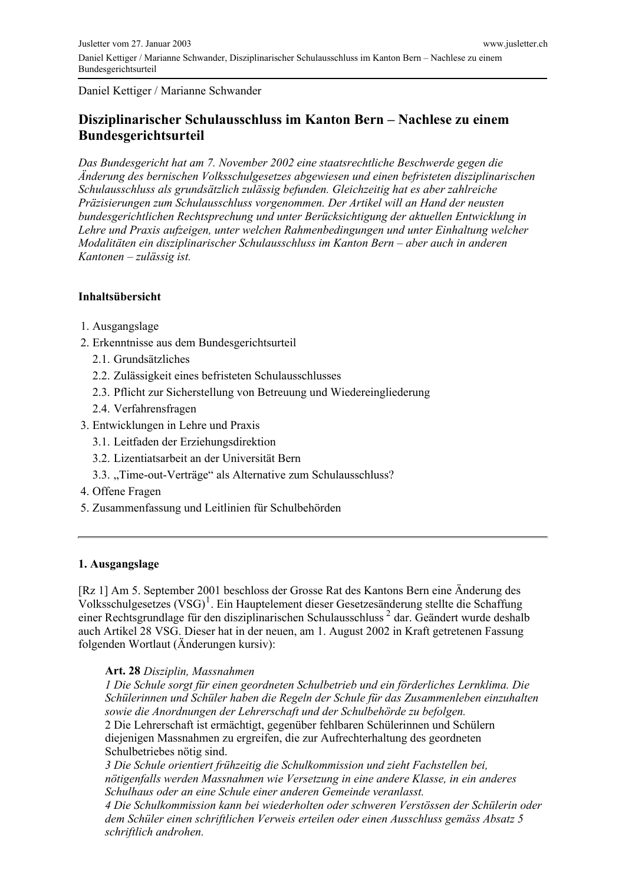Daniel Kettiger / Marianne Schwander

# Disziplinarischer Schulausschluss im Kanton Bern – Nachlese zu einem Bundesgerichtsurteil

*Das Bundesgericht hat am 7. November 2002 eine staatsrechtliche Beschwerde gegen die Änderung des bernischen Volksschulgesetzes abgewiesen und einen befristeten disziplinarischen Schulausschluss als grundsätzlich zulässig befunden. Gleichzeitig hat es aber zahlreiche Präzisierungen zum Schulausschluss vorgenommen. Der Artikel will an Hand der neusten bundesgerichtlichen Rechtsprechung und unter Berücksichtigung der aktuellen Entwicklung in Lehre und Praxis aufzeigen, unter welchen Rahmenbedingungen und unter Einhaltung welcher Modalitäten ein disziplinarischer Schulausschluss im Kanton Bern – aber auch in anderen Kantonen – zulässig ist.*

**Inhaltsübersicht**

1. Ausgangslage
2. Erkenntnisse aus dem Bundesgerichtsurteil
   2.1. Grundsätzliches
   2.2. Zulässigkeit eines befristeten Schulausschlusses
   2.3. Pflicht zur Sicherstellung von Betreuung und Wiedereingliederung
   2.4. Verfahrensfragen
3. Entwicklungen in Lehre und Praxis
   3.1. Leitfaden der Erziehungsdirektion
   3.2. Lizentiatsarbeit an der Universität Bern
   3.3. „Time-out-Verträge" als Alternative zum Schulausschluss?
4. Offene Fragen
5. Zusammenfassung und Leitlinien für Schulbehörden

---

## 1. Ausgangslage

[Rz 1] Am 5. September 2001 beschloss der Grosse Rat des Kantons Bern eine Änderung des Volksschulgesetzes (VSG)[1]. Ein Hauptelement dieser Gesetzesänderung stellte die Schaffung einer Rechtsgrundlage für den disziplinarischen Schulausschluss [2] dar. Geändert wurde deshalb auch Artikel 28 VSG. Dieser hat in der neuen, am 1. August 2002 in Kraft getretenen Fassung folgenden Wortlaut (Änderungen kursiv):

> **Art. 28** *Disziplin, Massnahmen*
> *1 Die Schule sorgt für einen geordneten Schulbetrieb und ein förderliches Lernklima. Die Schülerinnen und Schüler haben die Regeln der Schule für das Zusammenleben einzuhalten sowie die Anordnungen der Lehrerschaft und der Schulbehörde zu befolgen.*
> 2 Die Lehrerschaft ist ermächtigt, gegenüber fehlbaren Schülerinnen und Schülern diejenigen Massnahmen zu ergreifen, die zur Aufrechterhaltung des geordneten Schulbetriebes nötig sind.
> *3 Die Schule orientiert frühzeitig die Schulkommission und zieht Fachstellen bei, nötigenfalls werden Massnahmen wie Versetzung in eine andere Klasse, in ein anderes Schulhaus oder an eine Schule einer anderen Gemeinde veranlasst.*
> *4 Die Schulkommission kann bei wiederholten oder schweren Verstössen der Schülerin oder dem Schüler einen schriftlichen Verweis erteilen oder einen Ausschluss gemäss Absatz 5 schriftlich androhen.*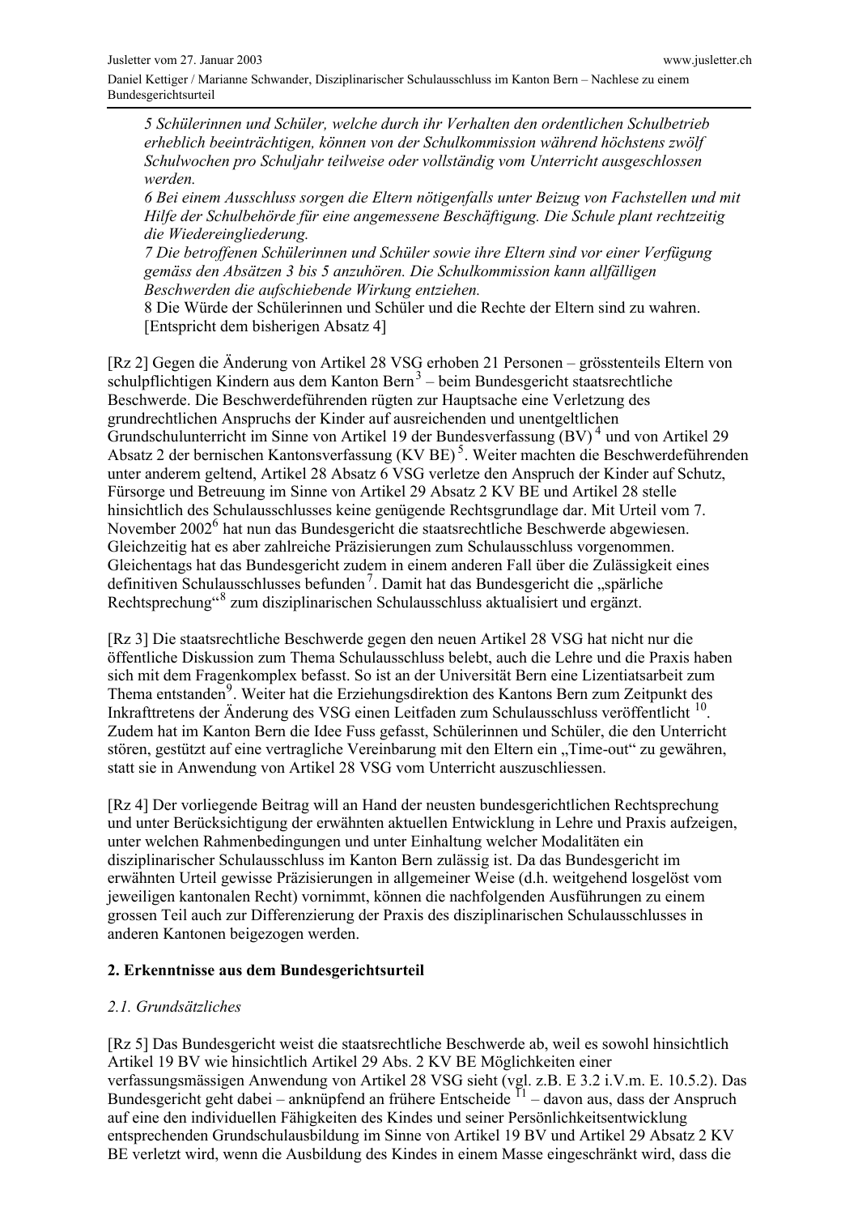*5 Schülerinnen und Schüler, welche durch ihr Verhalten den ordentlichen Schulbetrieb erheblich beeinträchtigen, können von der Schulkommission während höchstens zwölf Schulwochen pro Schuljahr teilweise oder vollständig vom Unterricht ausgeschlossen werden.*
*6 Bei einem Ausschluss sorgen die Eltern nötigenfalls unter Beizug von Fachstellen und mit Hilfe der Schulbehörde für eine angemessene Beschäftigung. Die Schule plant rechtzeitig die Wiedereingliederung.*
*7 Die betroffenen Schülerinnen und Schüler sowie ihre Eltern sind vor einer Verfügung gemäss den Absätzen 3 bis 5 anzuhören. Die Schulkommission kann allfälligen Beschwerden die aufschiebende Wirkung entziehen.*
8 Die Würde der Schülerinnen und Schüler und die Rechte der Eltern sind zu wahren. [Entspricht dem bisherigen Absatz 4]

[Rz 2] Gegen die Änderung von Artikel 28 VSG erhoben 21 Personen – grösstenteils Eltern von schulpflichtigen Kindern aus dem Kanton Bern[3] – beim Bundesgericht staatsrechtliche Beschwerde. Die Beschwerdeführenden rügten zur Hauptsache eine Verletzung des grundrechtlichen Anspruchs der Kinder auf ausreichenden und unentgeltlichen Grundschulunterricht im Sinne von Artikel 19 der Bundesverfassung (BV)[4] und von Artikel 29 Absatz 2 der bernischen Kantonsverfassung (KV BE)[5]. Weiter machten die Beschwerdeführenden unter anderem geltend, Artikel 28 Absatz 6 VSG verletze den Anspruch der Kinder auf Schutz, Fürsorge und Betreuung im Sinne von Artikel 29 Absatz 2 KV BE und Artikel 28 stelle hinsichtlich des Schulausschlusses keine genügende Rechtsgrundlage dar. Mit Urteil vom 7. November 2002[6] hat nun das Bundesgericht die staatsrechtliche Beschwerde abgewiesen. Gleichzeitig hat es aber zahlreiche Präzisierungen zum Schulausschluss vorgenommen. Gleichentags hat das Bundesgericht zudem in einem anderen Fall über die Zulässigkeit eines definitiven Schulausschlusses befunden[7]. Damit hat das Bundesgericht die „spärliche Rechtsprechung“[8] zum disziplinarischen Schulausschluss aktualisiert und ergänzt.

[Rz 3] Die staatsrechtliche Beschwerde gegen den neuen Artikel 28 VSG hat nicht nur die öffentliche Diskussion zum Thema Schulausschluss belebt, auch die Lehre und die Praxis haben sich mit dem Fragenkomplex befasst. So ist an der Universität Bern eine Lizentiatsarbeit zum Thema entstanden[9]. Weiter hat die Erziehungsdirektion des Kantons Bern zum Zeitpunkt des Inkrafttretens der Änderung des VSG einen Leitfaden zum Schulausschluss veröffentlicht [10]. Zudem hat im Kanton Bern die Idee Fuss gefasst, Schülerinnen und Schüler, die den Unterricht stören, gestützt auf eine vertragliche Vereinbarung mit den Eltern ein „Time-out“ zu gewähren, statt sie in Anwendung von Artikel 28 VSG vom Unterricht auszuschliessen.

[Rz 4] Der vorliegende Beitrag will an Hand der neusten bundesgerichtlichen Rechtsprechung und unter Berücksichtigung der erwähnten aktuellen Entwicklung in Lehre und Praxis aufzeigen, unter welchen Rahmenbedingungen und unter Einhaltung welcher Modalitäten ein disziplinarischer Schulausschluss im Kanton Bern zulässig ist. Da das Bundesgericht im erwähnten Urteil gewisse Präzisierungen in allgemeiner Weise (d.h. weitgehend losgelöst vom jeweiligen kantonalen Recht) vornimmt, können die nachfolgenden Ausführungen zu einem grossen Teil auch zur Differenzierung der Praxis des disziplinarischen Schulausschlusses in anderen Kantonen beigezogen werden.

## 2. Erkenntnisse aus dem Bundesgerichtsurteil

### *2.1. Grundsätzliches*

[Rz 5] Das Bundesgericht weist die staatsrechtliche Beschwerde ab, weil es sowohl hinsichtlich Artikel 19 BV wie hinsichtlich Artikel 29 Abs. 2 KV BE Möglichkeiten einer verfassungsmässigen Anwendung von Artikel 28 VSG sieht (vgl. z.B. E 3.2 i.V.m. E. 10.5.2). Das Bundesgericht geht dabei – anknüpfend an frühere Entscheide [11] – davon aus, dass der Anspruch auf eine den individuellen Fähigkeiten des Kindes und seiner Persönlichkeitsentwicklung entsprechenden Grundschulausbildung im Sinne von Artikel 19 BV und Artikel 29 Absatz 2 KV BE verletzt wird, wenn die Ausbildung des Kindes in einem Masse eingeschränkt wird, dass die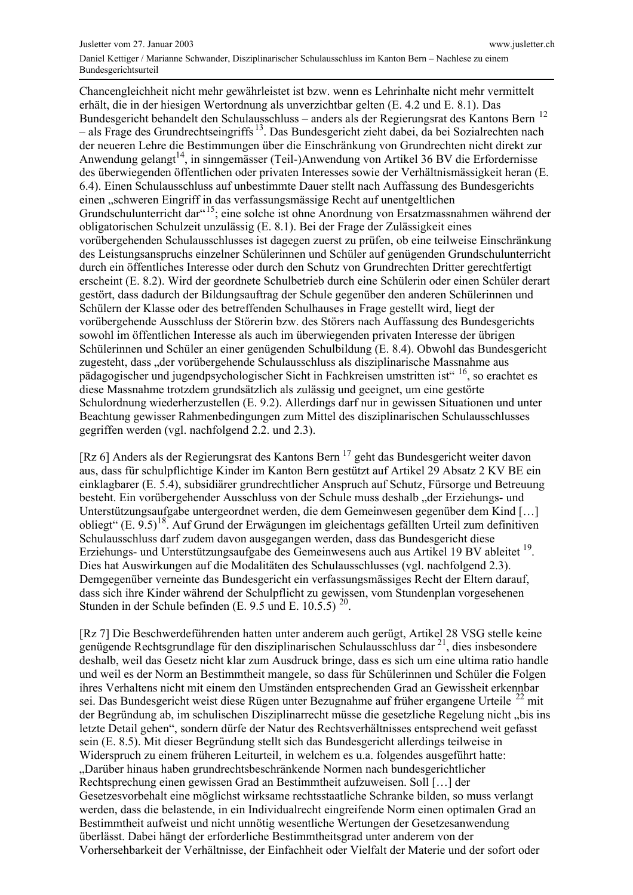Chancengleichheit nicht mehr gewährleistet ist bzw. wenn es Lehrinhalte nicht mehr vermittelt erhält, die in der hiesigen Wertordnung als unverzichtbar gelten (E. 4.2 und E. 8.1). Das Bundesgericht behandelt den Schulausschluss – anders als der Regierungsrat des Kantons Bern [12] – als Frage des Grundrechtseingriffs [13]. Das Bundesgericht zieht dabei, da bei Sozialrechten nach der neueren Lehre die Bestimmungen über die Einschränkung von Grundrechten nicht direkt zur Anwendung gelangt[14], in sinngemässer (Teil-)Anwendung von Artikel 36 BV die Erfordernisse des überwiegenden öffentlichen oder privaten Interesses sowie der Verhältnismässigkeit heran (E. 6.4). Einen Schulausschluss auf unbestimmte Dauer stellt nach Auffassung des Bundesgerichts einen „schweren Eingriff in das verfassungsmässige Recht auf unentgeltlichen Grundschulunterricht dar“[15]; eine solche ist ohne Anordnung von Ersatzmassnahmen während der obligatorischen Schulzeit unzulässig (E. 8.1). Bei der Frage der Zulässigkeit eines vorübergehenden Schulausschlusses ist dagegen zuerst zu prüfen, ob eine teilweise Einschränkung des Leistungsanspruchs einzelner Schülerinnen und Schüler auf genügenden Grundschulunterricht durch ein öffentliches Interesse oder durch den Schutz von Grundrechten Dritter gerechtfertigt erscheint (E. 8.2). Wird der geordnete Schulbetrieb durch eine Schülerin oder einen Schüler derart gestört, dass dadurch der Bildungsauftrag der Schule gegenüber den anderen Schülerinnen und Schülern der Klasse oder des betreffenden Schulhauses in Frage gestellt wird, liegt der vorübergehende Ausschluss der Störerin bzw. des Störers nach Auffassung des Bundesgerichts sowohl im öffentlichen Interesse als auch im überwiegenden privaten Interesse der übrigen Schülerinnen und Schüler an einer genügenden Schulbildung (E. 8.4). Obwohl das Bundesgericht zugesteht, dass „der vorübergehende Schulausschluss als disziplinarische Massnahme aus pädagogischer und jugendpsychologischer Sicht in Fachkreisen umstritten ist“ [16], so erachtet es diese Massnahme trotzdem grundsätzlich als zulässig und geeignet, um eine gestörte Schulordnung wiederherzustellen (E. 9.2). Allerdings darf nur in gewissen Situationen und unter Beachtung gewisser Rahmenbedingungen zum Mittel des disziplinarischen Schulausschlusses gegriffen werden (vgl. nachfolgend 2.2. und 2.3).

[Rz 6] Anders als der Regierungsrat des Kantons Bern [17] geht das Bundesgericht weiter davon aus, dass für schulpflichtige Kinder im Kanton Bern gestützt auf Artikel 29 Absatz 2 KV BE ein einklagbarer (E. 5.4), subsidiärer grundrechtlicher Anspruch auf Schutz, Fürsorge und Betreuung besteht. Ein vorübergehender Ausschluss von der Schule muss deshalb „der Erziehungs- und Unterstützungsaufgabe untergeordnet werden, die dem Gemeinwesen gegenüber dem Kind […] obliegt“ (E. 9.5)[18]. Auf Grund der Erwägungen im gleichentags gefällten Urteil zum definitiven Schulausschluss darf zudem davon ausgegangen werden, dass das Bundesgericht diese Erziehungs- und Unterstützungsaufgabe des Gemeinwesens auch aus Artikel 19 BV ableitet [19]. Dies hat Auswirkungen auf die Modalitäten des Schulausschlusses (vgl. nachfolgend 2.3). Demgegenüber verneinte das Bundesgericht ein verfassungsmässiges Recht der Eltern darauf, dass sich ihre Kinder während der Schulpflicht zu gewissen, vom Stundenplan vorgesehenen Stunden in der Schule befinden (E. 9.5 und E. 10.5.5) [20].

[Rz 7] Die Beschwerdeführenden hatten unter anderem auch gerügt, Artikel 28 VSG stelle keine genügende Rechtsgrundlage für den disziplinarischen Schulausschluss dar [21], dies insbesondere deshalb, weil das Gesetz nicht klar zum Ausdruck bringe, dass es sich um eine ultima ratio handle und weil es der Norm an Bestimmtheit mangele, so dass für Schülerinnen und Schüler die Folgen ihres Verhaltens nicht mit einem den Umständen entsprechenden Grad an Gewissheit erkennbar sei. Das Bundesgericht weist diese Rügen unter Bezugnahme auf früher ergangene Urteile [22] mit der Begründung ab, im schulischen Disziplinarrecht müsse die gesetzliche Regelung nicht „bis ins letzte Detail gehen“, sondern dürfe der Natur des Rechtsverhältnisses entsprechend weit gefasst sein (E. 8.5). Mit dieser Begründung stellt sich das Bundesgericht allerdings teilweise in Widerspruch zu einem früheren Leiturteil, in welchem es u.a. folgendes ausgeführt hatte: „Darüber hinaus haben grundrechtsbeschränkende Normen nach bundesgerichtlicher Rechtsprechung einen gewissen Grad an Bestimmtheit aufzuweisen. Soll […] der Gesetzesvorbehalt eine möglichst wirksame rechtsstaatliche Schranke bilden, so muss verlangt werden, dass die belastende, in ein Individualrecht eingreifende Norm einen optimalen Grad an Bestimmtheit aufweist und nicht unnötig wesentliche Wertungen der Gesetzesanwendung überlässt. Dabei hängt der erforderliche Bestimmtheitsgrad unter anderem von der Vorhersehbarkeit der Verhältnisse, der Einfachheit oder Vielfalt der Materie und der sofort oder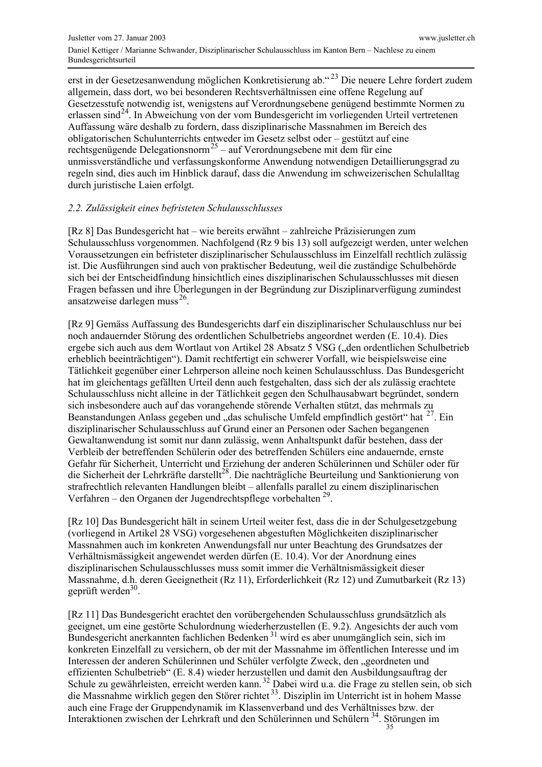erst in der Gesetzesanwendung möglichen Konkretisierung ab."[23] Die neuere Lehre fordert zudem allgemein, dass dort, wo bei besonderen Rechtsverhältnissen eine offene Regelung auf Gesetzesstufe notwendig ist, wenigstens auf Verordnungsebene genügend bestimmte Normen zu erlassen sind[24]. In Abweichung von der vom Bundesgericht im vorliegenden Urteil vertretenen Auffassung wäre deshalb zu fordern, dass disziplinarische Massnahmen im Bereich des obligatorischen Schulunterrichts entweder im Gesetz selbst oder – gestützt auf eine rechtsgenügende Delegationsnorm[25] – auf Verordnungsebene mit dem für eine unmissverständliche und verfassungskonforme Anwendung notwendigen Detaillierungsgrad zu regeln sind, dies auch im Hinblick darauf, dass die Anwendung im schweizerischen Schulalltag durch juristische Laien erfolgt.

*2.2. Zulässigkeit eines befristeten Schulausschlusses*

[Rz 8] Das Bundesgericht hat – wie bereits erwähnt – zahlreiche Präzisierungen zum Schulausschluss vorgenommen. Nachfolgend (Rz 9 bis 13) soll aufgezeigt werden, unter welchen Voraussetzungen ein befristeter disziplinarischer Schulausschluss im Einzelfall rechtlich zulässig ist. Die Ausführungen sind auch von praktischer Bedeutung, weil die zuständige Schulbehörde sich bei der Entscheidfindung hinsichtlich eines disziplinarischen Schulausschlusses mit diesen Fragen befassen und ihre Überlegungen in der Begründung zur Disziplinarverfügung zumindest ansatzweise darlegen muss[26].

[Rz 9] Gemäss Auffassung des Bundesgerichts darf ein disziplinarischer Schulauschluss nur bei noch andauernder Störung des ordentlichen Schulbetriebs angeordnet werden (E. 10.4). Dies ergebe sich auch aus dem Wortlaut von Artikel 28 Absatz 5 VSG („den ordentlichen Schulbetrieb erheblich beeinträchtigen"). Damit rechtfertigt ein schwerer Vorfall, wie beispielsweise eine Tätlichkeit gegenüber einer Lehrperson alleine noch keinen Schulausschluss. Das Bundesgericht hat im gleichentags gefällten Urteil denn auch festgehalten, dass sich der als zulässig erachtete Schulausschluss nicht alleine in der Tätlichkeit gegen den Schulhausabwart begründet, sondern sich insbesondere auch auf das vorangehende störende Verhalten stützt, das mehrmals zu Beanstandungen Anlass gegeben und „das schulische Umfeld empfindlich gestört" hat [27]. Ein disziplinarischer Schulausschluss auf Grund einer an Personen oder Sachen begangenen Gewaltanwendung ist somit nur dann zulässig, wenn Anhaltspunkt dafür bestehen, dass der Verbleib der betreffenden Schülerin oder des betreffenden Schülers eine andauernde, ernste Gefahr für Sicherheit, Unterricht und Erziehung der anderen Schülerinnen und Schüler oder für die Sicherheit der Lehrkräfte darstellt[28]. Die nachträgliche Beurteilung und Sanktionierung von strafrechtlich relevanten Handlungen bleibt – allenfalls parallel zu einem disziplinarischen Verfahren – den Organen der Jugendrechtspflege vorbehalten [29].

[Rz 10] Das Bundesgericht hält in seinem Urteil weiter fest, dass die in der Schulgesetzgebung (vorliegend in Artikel 28 VSG) vorgesehenen abgestuften Möglichkeiten disziplinarischer Massnahmen auch im konkreten Anwendungsfall nur unter Beachtung des Grundsatzes der Verhältnismässigkeit angewendet werden dürfen (E. 10.4). Vor der Anordnung eines disziplinarischen Schulausschlusses muss somit immer die Verhältnismässigkeit dieser Massnahme, d.h. deren Geeignetheit (Rz 11), Erforderlichkeit (Rz 12) und Zumutbarkeit (Rz 13) geprüft werden[30].

[Rz 11] Das Bundesgericht erachtet den vorübergehenden Schulausschluss grundsätzlich als geeignet, um eine gestörte Schulordnung wiederherzustellen (E. 9.2). Angesichts der auch vom Bundesgericht anerkannten fachlichen Bedenken [31] wird es aber unumgänglich sein, sich im konkreten Einzelfall zu versichern, ob der mit der Massnahme im öffentlichen Interesse und im Interessen der anderen Schülerinnen und Schüler verfolgte Zweck, den „geordneten und effizienten Schulbetrieb" (E. 8.4) wieder herzustellen und damit den Ausbildungsauftrag der Schule zu gewährleisten, erreicht werden kann.[32] Dabei wird u.a. die Frage zu stellen sein, ob sich die Massnahme wirklich gegen den Störer richtet [33]. Disziplin im Unterricht ist in hohem Masse auch eine Frage der Gruppendynamik im Klassenverband und des Verhältnisses bzw. der Interaktionen zwischen der Lehrkraft und den Schülerinnen und Schülern [34]. Störungen im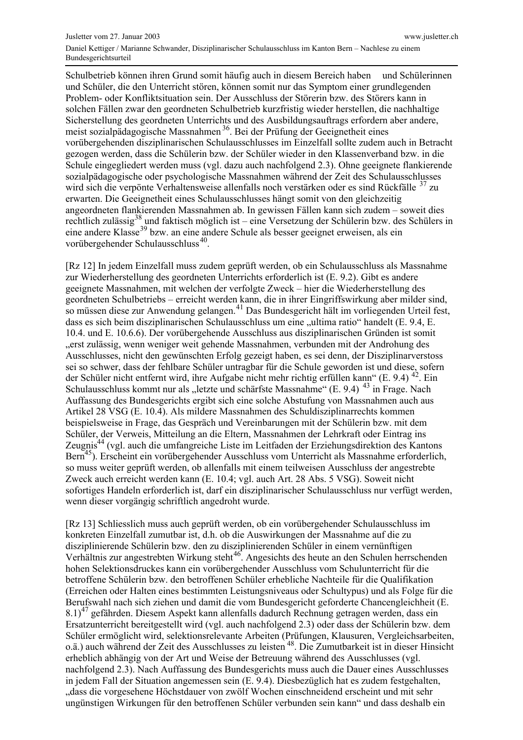Schulbetrieb können ihren Grund somit häufig auch in diesem Bereich haben  und Schülerinnen und Schüler, die den Unterricht stören, können somit nur das Symptom einer grundlegenden Problem- oder Konfliktsituation sein. Der Ausschluss der Störerin bzw. des Störers kann in solchen Fällen zwar den geordneten Schulbetrieb kurzfristig wieder herstellen, die nachhaltige Sicherstellung des geordneten Unterrichts und des Ausbildungsauftrags erfordern aber andere, meist sozialpädagogische Massnahmen[36]. Bei der Prüfung der Geeignetheit eines vorübergehenden disziplinarischen Schulausschlusses im Einzelfall sollte zudem auch in Betracht gezogen werden, dass die Schülerin bzw. der Schüler wieder in den Klassenverband bzw. in die Schule eingegliedert werden muss (vgl. dazu auch nachfolgend 2.3). Ohne geeignete flankierende sozialpädagogische oder psychologische Massnahmen während der Zeit des Schulausschlusses wird sich die verpönte Verhaltensweise allenfalls noch verstärken oder es sind Rückfälle[37] zu erwarten. Die Geeignetheit eines Schulausschlusses hängt somit von den gleichzeitig angeordneten flankierenden Massnahmen ab. In gewissen Fällen kann sich zudem – soweit dies rechtlich zulässig[38] und faktisch möglich ist – eine Versetzung der Schülerin bzw. des Schülers in eine andere Klasse[39] bzw. an eine andere Schule als besser geeignet erweisen, als ein vorübergehender Schulausschluss[40].

[Rz 12] In jedem Einzelfall muss zudem geprüft werden, ob ein Schulausschluss als Massnahme zur Wiederherstellung des geordneten Unterrichts erforderlich ist (E. 9.2). Gibt es andere geeignete Massnahmen, mit welchen der verfolgte Zweck – hier die Wiederherstellung des geordneten Schulbetriebs – erreicht werden kann, die in ihrer Eingriffswirkung aber milder sind, so müssen diese zur Anwendung gelangen.[41] Das Bundesgericht hält im vorliegenden Urteil fest, dass es sich beim disziplinarischen Schulausschluss um eine „ultima ratio" handelt (E. 9.4, E. 10.4. und E. 10.6.6). Der vorübergehende Ausschluss aus disziplinarischen Gründen ist somit „erst zulässig, wenn weniger weit gehende Massnahmen, verbunden mit der Androhung des Ausschlusses, nicht den gewünschten Erfolg gezeigt haben, es sei denn, der Disziplinarverstoss sei so schwer, dass der fehlbare Schüler untragbar für die Schule geworden ist und diese, sofern der Schüler nicht entfernt wird, ihre Aufgabe nicht mehr richtig erfüllen kann" (E. 9.4) [42]. Ein Schulausschluss kommt nur als „letzte und schärfste Massnahme" (E. 9.4) [43] in Frage. Nach Auffassung des Bundesgerichts ergibt sich eine solche Abstufung von Massnahmen auch aus Artikel 28 VSG (E. 10.4). Als mildere Massnahmen des Schuldisziplinarrechts kommen beispielsweise in Frage, das Gespräch und Vereinbarungen mit der Schülerin bzw. mit dem Schüler, der Verweis, Mitteilung an die Eltern, Massnahmen der Lehrkraft oder Eintrag ins Zeugnis[44] (vgl. auch die umfangreiche Liste im Leitfaden der Erziehungsdirektion des Kantons Bern[45]). Erscheint ein vorübergehender Ausschluss vom Unterricht als Massnahme erforderlich, so muss weiter geprüft werden, ob allenfalls mit einem teilweisen Ausschluss der angestrebte Zweck auch erreicht werden kann (E. 10.4; vgl. auch Art. 28 Abs. 5 VSG). Soweit nicht sofortiges Handeln erforderlich ist, darf ein disziplinarischer Schulausschluss nur verfügt werden, wenn dieser vorgängig schriftlich angedroht wurde.

[Rz 13] Schliesslich muss auch geprüft werden, ob ein vorübergehender Schulausschluss im konkreten Einzelfall zumutbar ist, d.h. ob die Auswirkungen der Massnahme auf die zu disziplinierende Schülerin bzw. den zu disziplinierenden Schüler in einem vernünftigen Verhältnis zur angestrebten Wirkung steht[46]. Angesichts des heute an den Schulen herrschenden hohen Selektionsdruckes kann ein vorübergehender Ausschluss vom Schulunterricht für die betroffene Schülerin bzw. den betroffenen Schüler erhebliche Nachteile für die Qualifikation (Erreichen oder Halten eines bestimmten Leistungsniveaus oder Schultypus) und als Folge für die Berufswahl nach sich ziehen und damit die vom Bundesgericht geforderte Chancengleichheit (E. 8.1)[47] gefährden. Diesem Aspekt kann allenfalls dadurch Rechnung getragen werden, dass ein Ersatzunterricht bereitgestellt wird (vgl. auch nachfolgend 2.3) oder dass der Schülerin bzw. dem Schüler ermöglicht wird, selektionsrelevante Arbeiten (Prüfungen, Klausuren, Vergleichsarbeiten, o.ä.) auch während der Zeit des Ausschlusses zu leisten[48]. Die Zumutbarkeit ist in dieser Hinsicht erheblich abhängig von der Art und Weise der Betreuung während des Ausschlusses (vgl. nachfolgend 2.3). Nach Auffassung des Bundesgerichts muss auch die Dauer eines Ausschlusses in jedem Fall der Situation angemessen sein (E. 9.4). Diesbezüglich hat es zudem festgehalten, „dass die vorgesehene Höchstdauer von zwölf Wochen einschneidend erscheint und mit sehr ungünstigen Wirkungen für den betroffenen Schüler verbunden sein kann" und dass deshalb ein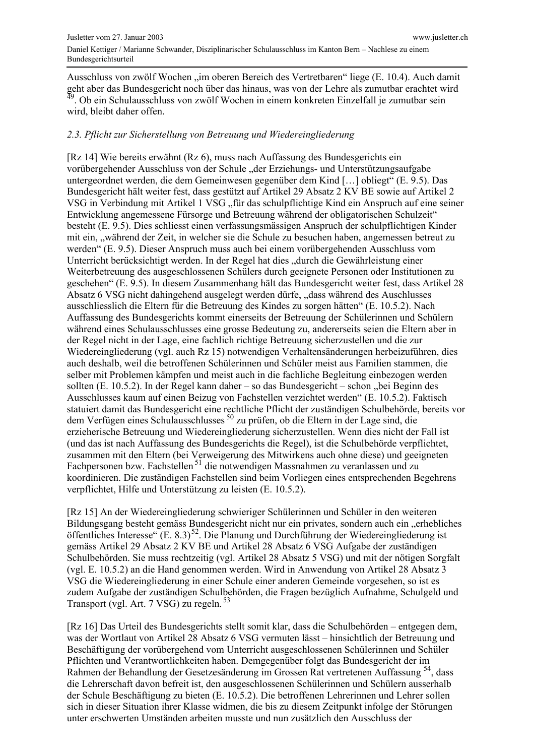Ausschluss von zwölf Wochen „im oberen Bereich des Vertretbaren" liege (E. 10.4). Auch damit geht aber das Bundesgericht noch über das hinaus, was von der Lehre als zumutbar erachtet wird [49]. Ob ein Schulausschluss von zwölf Wochen in einem konkreten Einzelfall je zumutbar sein wird, bleibt daher offen.

*2.3. Pflicht zur Sicherstellung von Betreuung und Wiedereingliederung*

[Rz 14] Wie bereits erwähnt (Rz 6), muss nach Auffassung des Bundesgerichts ein vorübergehender Ausschluss von der Schule „der Erziehungs- und Unterstützungsaufgabe untergeordnet werden, die dem Gemeinwesen gegenüber dem Kind […] obliegt" (E. 9.5). Das Bundesgericht hält weiter fest, dass gestützt auf Artikel 29 Absatz 2 KV BE sowie auf Artikel 2 VSG in Verbindung mit Artikel 1 VSG „für das schulpflichtige Kind ein Anspruch auf eine seiner Entwicklung angemessene Fürsorge und Betreuung während der obligatorischen Schulzeit" besteht (E. 9.5). Dies schliesst einen verfassungsmässigen Anspruch der schulpflichtigen Kinder mit ein, „während der Zeit, in welcher sie die Schule zu besuchen haben, angemessen betreut zu werden" (E. 9.5). Dieser Anspruch muss auch bei einem vorübergehenden Ausschluss vom Unterricht berücksichtigt werden. In der Regel hat dies „durch die Gewährleistung einer Weiterbetreuung des ausgeschlossenen Schülers durch geeignete Personen oder Institutionen zu geschehen" (E. 9.5). In diesem Zusammenhang hält das Bundesgericht weiter fest, dass Artikel 28 Absatz 6 VSG nicht dahingehend ausgelegt werden dürfe, „dass während des Auschlusses ausschliesslich die Eltern für die Betreuung des Kindes zu sorgen hätten" (E. 10.5.2). Nach Auffassung des Bundesgerichts kommt einerseits der Betreuung der Schülerinnen und Schülern während eines Schulausschlusses eine grosse Bedeutung zu, andererseits seien die Eltern aber in der Regel nicht in der Lage, eine fachlich richtige Betreuung sicherzustellen und die zur Wiedereingliederung (vgl. auch Rz 15) notwendigen Verhaltensänderungen herbeizuführen, dies auch deshalb, weil die betroffenen Schülerinnen und Schüler meist aus Familien stammen, die selber mit Problemen kämpfen und meist auch in die fachliche Begleitung einbezogen werden sollten (E. 10.5.2). In der Regel kann daher – so das Bundesgericht – schon „bei Beginn des Ausschlusses kaum auf einen Beizug von Fachstellen verzichtet werden" (E. 10.5.2). Faktisch statuiert damit das Bundesgericht eine rechtliche Pflicht der zuständigen Schulbehörde, bereits vor dem Verfügen eines Schulausschlusses [50] zu prüfen, ob die Eltern in der Lage sind, die erzieherische Betreuung und Wiedereingliederung sicherzustellen. Wenn dies nicht der Fall ist (und das ist nach Auffassung des Bundesgerichts die Regel), ist die Schulbehörde verpflichtet, zusammen mit den Eltern (bei Verweigerung des Mitwirkens auch ohne diese) und geeigneten Fachpersonen bzw. Fachstellen [51] die notwendigen Massnahmen zu veranlassen und zu koordinieren. Die zuständigen Fachstellen sind beim Vorliegen eines entsprechenden Begehrens verpflichtet, Hilfe und Unterstützung zu leisten (E. 10.5.2).

[Rz 15] An der Wiedereingliederung schwieriger Schülerinnen und Schüler in den weiteren Bildungsgang besteht gemäss Bundesgericht nicht nur ein privates, sondern auch ein „erhebliches öffentliches Interesse" (E. 8.3) [52]. Die Planung und Durchführung der Wiedereingliederung ist gemäss Artikel 29 Absatz 2 KV BE und Artikel 28 Absatz 6 VSG Aufgabe der zuständigen Schulbehörden. Sie muss rechtzeitig (vgl. Artikel 28 Absatz 5 VSG) und mit der nötigen Sorgfalt (vgl. E. 10.5.2) an die Hand genommen werden. Wird in Anwendung von Artikel 28 Absatz 3 VSG die Wiedereingliederung in einer Schule einer anderen Gemeinde vorgesehen, so ist es zudem Aufgabe der zuständigen Schulbehörden, die Fragen bezüglich Aufnahme, Schulgeld und Transport (vgl. Art. 7 VSG) zu regeln. [53]

[Rz 16] Das Urteil des Bundesgerichts stellt somit klar, dass die Schulbehörden – entgegen dem, was der Wortlaut von Artikel 28 Absatz 6 VSG vermuten lässt – hinsichtlich der Betreuung und Beschäftigung der vorübergehend vom Unterricht ausgeschlossenen Schülerinnen und Schüler Pflichten und Verantwortlichkeiten haben. Demgegenüber folgt das Bundesgericht der im Rahmen der Behandlung der Gesetzesänderung im Grossen Rat vertretenen Auffassung [54], dass die Lehrerschaft davon befreit ist, den ausgeschlossenen Schülerinnen und Schülern ausserhalb der Schule Beschäftigung zu bieten (E. 10.5.2). Die betroffenen Lehrerinnen und Lehrer sollen sich in dieser Situation ihrer Klasse widmen, die bis zu diesem Zeitpunkt infolge der Störungen unter erschwerten Umständen arbeiten musste und nun zusätzlich den Ausschluss der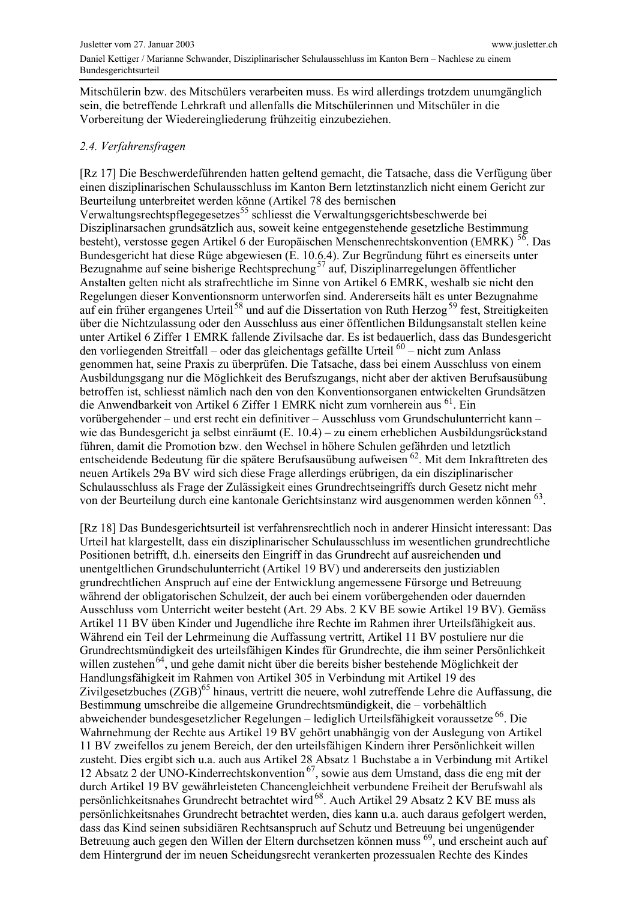Mitschülerin bzw. des Mitschülers verarbeiten muss. Es wird allerdings trotzdem unumgänglich sein, die betreffende Lehrkraft und allenfalls die Mitschülerinnen und Mitschüler in die Vorbereitung der Wiedereingliederung frühzeitig einzubeziehen.

### *2.4. Verfahrensfragen*

[Rz 17] Die Beschwerdeführenden hatten geltend gemacht, die Tatsache, dass die Verfügung über einen disziplinarischen Schulausschluss im Kanton Bern letztinstanzlich nicht einem Gericht zur Beurteilung unterbreitet werden könne (Artikel 78 des bernischen Verwaltungsrechtspflegegesetzes[55] schliesst die Verwaltungsgerichtsbeschwerde bei Disziplinarsachen grundsätzlich aus, soweit keine entgegenstehende gesetzliche Bestimmung besteht), verstosse gegen Artikel 6 der Europäischen Menschenrechtskonvention (EMRK) [56]. Das Bundesgericht hat diese Rüge abgewiesen (E. 10.6.4). Zur Begründung führt es einerseits unter Bezugnahme auf seine bisherige Rechtsprechung[57] auf, Disziplinarregelungen öffentlicher Anstalten gelten nicht als strafrechtliche im Sinne von Artikel 6 EMRK, weshalb sie nicht den Regelungen dieser Konventionsnorm unterworfen sind. Andererseits hält es unter Bezugnahme auf ein früher ergangenes Urteil[58] und auf die Dissertation von Ruth Herzog[59] fest, Streitigkeiten über die Nichtzulassung oder den Ausschluss aus einer öffentlichen Bildungsanstalt stellen keine unter Artikel 6 Ziffer 1 EMRK fallende Zivilsache dar. Es ist bedauerlich, dass das Bundesgericht den vorliegenden Streitfall – oder das gleichentags gefällte Urteil [60] – nicht zum Anlass genommen hat, seine Praxis zu überprüfen. Die Tatsache, dass bei einem Ausschluss von einem Ausbildungsgang nur die Möglichkeit des Berufszugangs, nicht aber der aktiven Berufsausübung betroffen ist, schliesst nämlich nach den von den Konventionsorganen entwickelten Grundsätzen die Anwendbarkeit von Artikel 6 Ziffer 1 EMRK nicht zum vornherein aus [61]. Ein vorübergehender – und erst recht ein definitiver – Ausschluss vom Grundschulunterricht kann – wie das Bundesgericht ja selbst einräumt (E. 10.4) – zu einem erheblichen Ausbildungsrückstand führen, damit die Promotion bzw. den Wechsel in höhere Schulen gefährden und letztlich entscheidende Bedeutung für die spätere Berufsausübung aufweisen [62]. Mit dem Inkrafttreten des neuen Artikels 29a BV wird sich diese Frage allerdings erübrigen, da ein disziplinarischer Schulausschluss als Frage der Zulässigkeit eines Grundrechtseingriffs durch Gesetz nicht mehr von der Beurteilung durch eine kantonale Gerichtsinstanz wird ausgenommen werden können [63].

[Rz 18] Das Bundesgerichtsurteil ist verfahrensrechtlich noch in anderer Hinsicht interessant: Das Urteil hat klargestellt, dass ein disziplinarischer Schulausschluss im wesentlichen grundrechtliche Positionen betrifft, d.h. einerseits den Eingriff in das Grundrecht auf ausreichenden und unentgeltlichen Grundschulunterricht (Artikel 19 BV) und andererseits den justiziablen grundrechtlichen Anspruch auf eine der Entwicklung angemessene Fürsorge und Betreuung während der obligatorischen Schulzeit, der auch bei einem vorübergehenden oder dauernden Ausschluss vom Unterricht weiter besteht (Art. 29 Abs. 2 KV BE sowie Artikel 19 BV). Gemäss Artikel 11 BV üben Kinder und Jugendliche ihre Rechte im Rahmen ihrer Urteilsfähigkeit aus. Während ein Teil der Lehrmeinung die Auffassung vertritt, Artikel 11 BV postuliere nur die Grundrechtsmündigkeit des urteilsfähigen Kindes für Grundrechte, die ihm seiner Persönlichkeit willen zustehen[64], und gehe damit nicht über die bereits bisher bestehende Möglichkeit der Handlungsfähigkeit im Rahmen von Artikel 305 in Verbindung mit Artikel 19 des Zivilgesetzbuches (ZGB)[65] hinaus, vertritt die neuere, wohl zutreffende Lehre die Auffassung, die Bestimmung umschreibe die allgemeine Grundrechtsmündigkeit, die – vorbehältlich abweichender bundesgesetzlicher Regelungen – lediglich Urteilsfähigkeit voraussetze [66]. Die Wahrnehmung der Rechte aus Artikel 19 BV gehört unabhängig von der Auslegung von Artikel 11 BV zweifellos zu jenem Bereich, der den urteilsfähigen Kindern ihrer Persönlichkeit willen zusteht. Dies ergibt sich u.a. auch aus Artikel 28 Absatz 1 Buchstabe a in Verbindung mit Artikel 12 Absatz 2 der UNO-Kinderrechtskonvention [67], sowie aus dem Umstand, dass die eng mit der durch Artikel 19 BV gewährleisteten Chancengleichheit verbundene Freiheit der Berufswahl als persönlichkeitsnahes Grundrecht betrachtet wird[68]. Auch Artikel 29 Absatz 2 KV BE muss als persönlichkeitsnahes Grundrecht betrachtet werden, dies kann u.a. auch daraus gefolgert werden, dass das Kind seinen subsidiären Rechtsanspruch auf Schutz und Betreuung bei ungenügender Betreuung auch gegen den Willen der Eltern durchsetzen können muss [69], und erscheint auch auf dem Hintergrund der im neuen Scheidungsrecht verankerten prozessualen Rechte des Kindes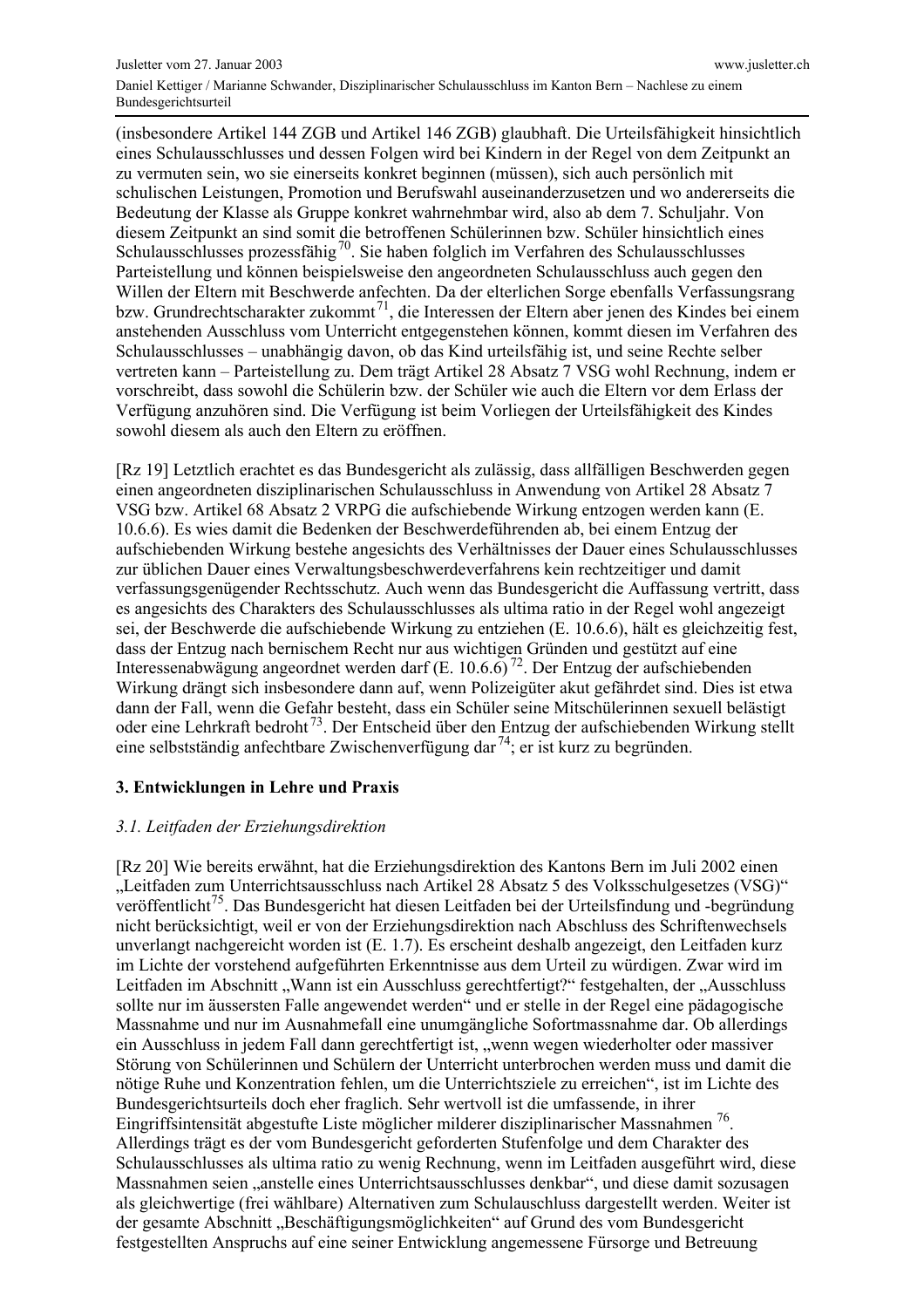(insbesondere Artikel 144 ZGB und Artikel 146 ZGB) glaubhaft. Die Urteilsfähigkeit hinsichtlich eines Schulausschlusses und dessen Folgen wird bei Kindern in der Regel von dem Zeitpunkt an zu vermuten sein, wo sie einerseits konkret beginnen (müssen), sich auch persönlich mit schulischen Leistungen, Promotion und Berufswahl auseinanderzusetzen und wo andererseits die Bedeutung der Klasse als Gruppe konkret wahrnehmbar wird, also ab dem 7. Schuljahr. Von diesem Zeitpunkt an sind somit die betroffenen Schülerinnen bzw. Schüler hinsichtlich eines Schulausschlusses prozessfähig[70]. Sie haben folglich im Verfahren des Schulausschlusses Parteistellung und können beispielsweise den angeordneten Schulausschluss auch gegen den Willen der Eltern mit Beschwerde anfechten. Da der elterlichen Sorge ebenfalls Verfassungsrang bzw. Grundrechtscharakter zukommt[71], die Interessen der Eltern aber jenen des Kindes bei einem anstehenden Ausschluss vom Unterricht entgegenstehen können, kommt diesen im Verfahren des Schulausschlusses – unabhängig davon, ob das Kind urteilsfähig ist, und seine Rechte selber vertreten kann – Parteistellung zu. Dem trägt Artikel 28 Absatz 7 VSG wohl Rechnung, indem er vorschreibt, dass sowohl die Schülerin bzw. der Schüler wie auch die Eltern vor dem Erlass der Verfügung anzuhören sind. Die Verfügung ist beim Vorliegen der Urteilsfähigkeit des Kindes sowohl diesem als auch den Eltern zu eröffnen.

[Rz 19] Letztlich erachtet es das Bundesgericht als zulässig, dass allfälligen Beschwerden gegen einen angeordneten disziplinarischen Schulausschluss in Anwendung von Artikel 28 Absatz 7 VSG bzw. Artikel 68 Absatz 2 VRPG die aufschiebende Wirkung entzogen werden kann (E. 10.6.6). Es wies damit die Bedenken der Beschwerdeführenden ab, bei einem Entzug der aufschiebenden Wirkung bestehe angesichts des Verhältnisses der Dauer eines Schulausschlusses zur üblichen Dauer eines Verwaltungsbeschwerdeverfahrens kein rechtzeitiger und damit verfassungsgenügender Rechtsschutz. Auch wenn das Bundesgericht die Auffassung vertritt, dass es angesichts des Charakters des Schulausschlusses als ultima ratio in der Regel wohl angezeigt sei, der Beschwerde die aufschiebende Wirkung zu entziehen (E. 10.6.6), hält es gleichzeitig fest, dass der Entzug nach bernischem Recht nur aus wichtigen Gründen und gestützt auf eine Interessenabwägung angeordnet werden darf (E. 10.6.6)[72]. Der Entzug der aufschiebenden Wirkung drängt sich insbesondere dann auf, wenn Polizeigüter akut gefährdet sind. Dies ist etwa dann der Fall, wenn die Gefahr besteht, dass ein Schüler seine Mitschülerinnen sexuell belästigt oder eine Lehrkraft bedroht[73]. Der Entscheid über den Entzug der aufschiebenden Wirkung stellt eine selbstständig anfechtbare Zwischenverfügung dar[74]; er ist kurz zu begründen.

## 3. Entwicklungen in Lehre und Praxis

### *3.1. Leitfaden der Erziehungsdirektion*

[Rz 20] Wie bereits erwähnt, hat die Erziehungsdirektion des Kantons Bern im Juli 2002 einen „Leitfaden zum Unterrichtsausschluss nach Artikel 28 Absatz 5 des Volksschulgesetzes (VSG)" veröffentlicht[75]. Das Bundesgericht hat diesen Leitfaden bei der Urteilsfindung und -begründung nicht berücksichtigt, weil er von der Erziehungsdirektion nach Abschluss des Schriftenwechsels unverlangt nachgereicht worden ist (E. 1.7). Es erscheint deshalb angezeigt, den Leitfaden kurz im Lichte der vorstehend aufgeführten Erkenntnisse aus dem Urteil zu würdigen. Zwar wird im Leitfaden im Abschnitt „Wann ist ein Ausschluss gerechtfertigt?" festgehalten, der „Ausschluss sollte nur im äussersten Falle angewendet werden" und er stelle in der Regel eine pädagogische Massnahme und nur im Ausnahmefall eine unumgängliche Sofortmassnahme dar. Ob allerdings ein Ausschluss in jedem Fall dann gerechtfertigt ist, „wenn wegen wiederholter oder massiver Störung von Schülerinnen und Schülern der Unterricht unterbrochen werden muss und damit die nötige Ruhe und Konzentration fehlen, um die Unterrichtsziele zu erreichen", ist im Lichte des Bundesgerichtsurteils doch eher fraglich. Sehr wertvoll ist die umfassende, in ihrer Eingriffsintensität abgestufte Liste möglicher milderer disziplinarischer Massnahmen [76]. Allerdings trägt es der vom Bundesgericht geforderten Stufenfolge und dem Charakter des Schulausschlusses als ultima ratio zu wenig Rechnung, wenn im Leitfaden ausgeführt wird, diese Massnahmen seien „anstelle eines Unterrichtsausschlusses denkbar", und diese damit sozusagen als gleichwertige (frei wählbare) Alternativen zum Schulauschluss dargestellt werden. Weiter ist der gesamte Abschnitt „Beschäftigungsmöglichkeiten" auf Grund des vom Bundesgericht festgestellten Anspruchs auf eine seiner Entwicklung angemessene Fürsorge und Betreuung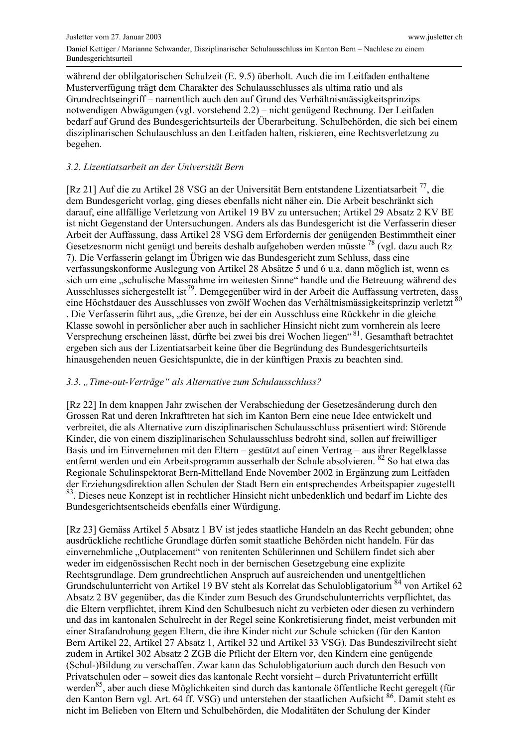während der oblilgatorischen Schulzeit (E. 9.5) überholt. Auch die im Leitfaden enthaltene Musterverfügung trägt dem Charakter des Schulausschlusses als ultima ratio und als Grundrechtseingriff – namentlich auch den auf Grund des Verhältnismässigkeitsprinzips notwendigen Abwägungen (vgl. vorstehend 2.2) – nicht genügend Rechnung. Der Leitfaden bedarf auf Grund des Bundesgerichtsurteils der Überarbeitung. Schulbehörden, die sich bei einem disziplinarischen Schulauschluss an den Leitfaden halten, riskieren, eine Rechtsverletzung zu begehen.

### *3.2. Lizentiatsarbeit an der Universität Bern*

[Rz 21] Auf die zu Artikel 28 VSG an der Universität Bern entstandene Lizentiatsarbeit [77], die dem Bundesgericht vorlag, ging dieses ebenfalls nicht näher ein. Die Arbeit beschränkt sich darauf, eine allfällige Verletzung von Artikel 19 BV zu untersuchen; Artikel 29 Absatz 2 KV BE ist nicht Gegenstand der Untersuchungen. Anders als das Bundesgericht ist die Verfasserin dieser Arbeit der Auffassung, dass Artikel 28 VSG dem Erfordernis der genügenden Bestimmtheit einer Gesetzesnorm nicht genügt und bereits deshalb aufgehoben werden müsste [78] (vgl. dazu auch Rz 7). Die Verfasserin gelangt im Übrigen wie das Bundesgericht zum Schluss, dass eine verfassungskonforme Auslegung von Artikel 28 Absätze 5 und 6 u.a. dann möglich ist, wenn es sich um eine „schulische Massnahme im weitesten Sinne" handle und die Betreuung während des Ausschlusses sichergestellt ist [79]. Demgegenüber wird in der Arbeit die Auffassung vertreten, dass eine Höchstdauer des Ausschlusses von zwölf Wochen das Verhältnismässigkeitsprinzip verletzt [80]. Die Verfasserin führt aus, „die Grenze, bei der ein Ausschluss eine Rückkehr in die gleiche Klasse sowohl in persönlicher aber auch in sachlicher Hinsicht nicht zum vornherein als leere Versprechung erscheinen lässt, dürfte bei zwei bis drei Wochen liegen" [81]. Gesamthaft betrachtet ergeben sich aus der Lizentiatsarbeit keine über die Begründung des Bundesgerichtsurteils hinausgehenden neuen Gesichtspunkte, die in der künftigen Praxis zu beachten sind.

### *3.3. „Time-out-Verträge" als Alternative zum Schulausschluss?*

[Rz 22] In dem knappen Jahr zwischen der Verabschiedung der Gesetzesänderung durch den Grossen Rat und deren Inkrafttreten hat sich im Kanton Bern eine neue Idee entwickelt und verbreitet, die als Alternative zum disziplinarischen Schulausschluss präsentiert wird: Störende Kinder, die von einem disziplinarischen Schulausschluss bedroht sind, sollen auf freiwilliger Basis und im Einvernehmen mit den Eltern – gestützt auf einen Vertrag – aus ihrer Regelklasse entfernt werden und ein Arbeitsprogramm ausserhalb der Schule absolvieren. [82] So hat etwa das Regionale Schulinspektorat Bern-Mittelland Ende November 2002 in Ergänzung zum Leitfaden der Erziehungsdirektion allen Schulen der Stadt Bern ein entsprechendes Arbeitspapier zugestellt [83]. Dieses neue Konzept ist in rechtlicher Hinsicht nicht unbedenklich und bedarf im Lichte des Bundesgerichtsentscheids ebenfalls einer Würdigung.

[Rz 23] Gemäss Artikel 5 Absatz 1 BV ist jedes staatliche Handeln an das Recht gebunden; ohne ausdrückliche rechtliche Grundlage dürfen somit staatliche Behörden nicht handeln. Für das einvernehmliche „Outplacement" von renitenten Schülerinnen und Schülern findet sich aber weder im eidgenössischen Recht noch in der bernischen Gesetzgebung eine explizite Rechtsgrundlage. Dem grundrechtlichen Anspruch auf ausreichenden und unentgeltlichen Grundschulunterricht von Artikel 19 BV steht als Korrelat das Schulobligatorium [84] von Artikel 62 Absatz 2 BV gegenüber, das die Kinder zum Besuch des Grundschulunterrichts verpflichtet, das die Eltern verpflichtet, ihrem Kind den Schulbesuch nicht zu verbieten oder diesen zu verhindern und das im kantonalen Schulrecht in der Regel seine Konkretisierung findet, meist verbunden mit einer Strafandrohung gegen Eltern, die ihre Kinder nicht zur Schule schicken (für den Kanton Bern Artikel 22, Artikel 27 Absatz 1, Artikel 32 und Artikel 33 VSG). Das Bundeszivilrecht sieht zudem in Artikel 302 Absatz 2 ZGB die Pflicht der Eltern vor, den Kindern eine genügende (Schul-)Bildung zu verschaffen. Zwar kann das Schulobligatorium auch durch den Besuch von Privatschulen oder – soweit dies das kantonale Recht vorsieht – durch Privatunterricht erfüllt werden [85], aber auch diese Möglichkeiten sind durch das kantonale öffentliche Recht geregelt (für den Kanton Bern vgl. Art. 64 ff. VSG) und unterstehen der staatlichen Aufsicht [86]. Damit steht es nicht im Belieben von Eltern und Schulbehörden, die Modalitäten der Schulung der Kinder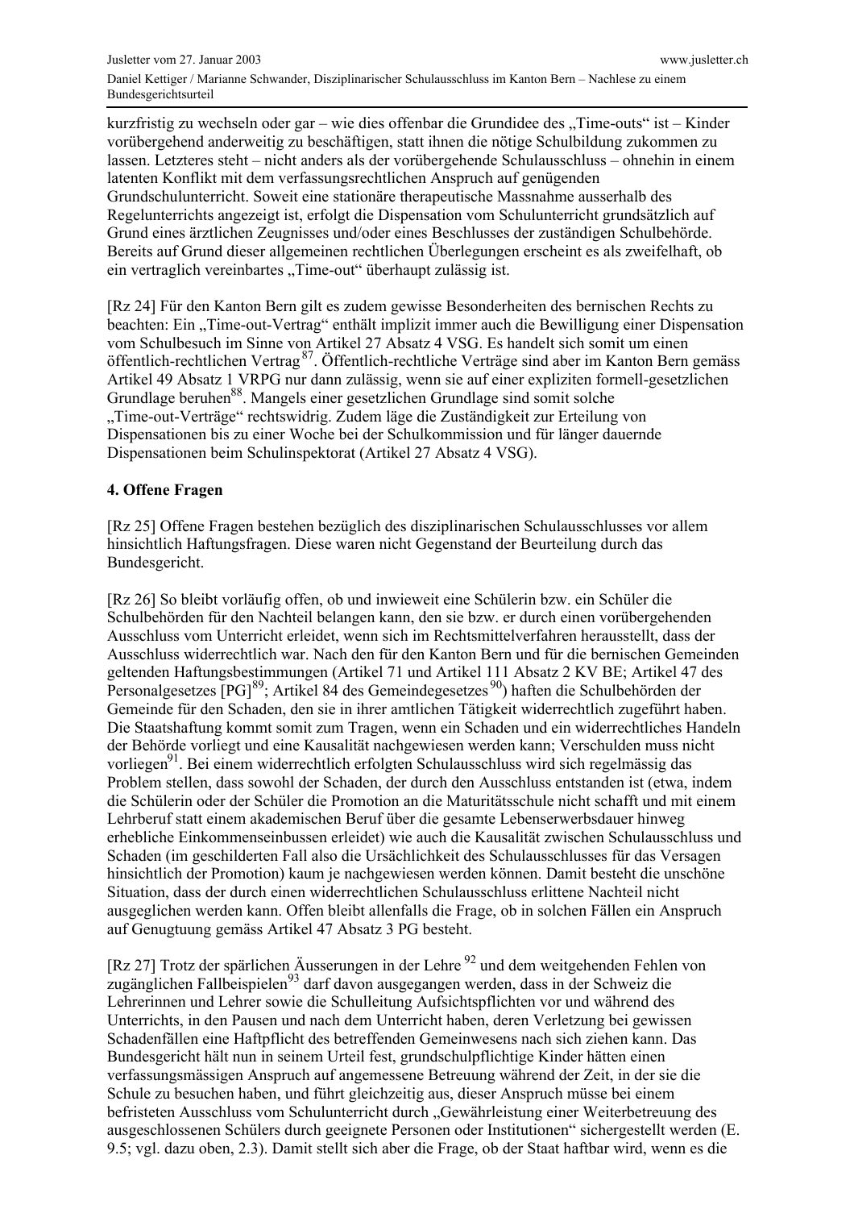kurzfristig zu wechseln oder gar – wie dies offenbar die Grundidee des „Time-outs" ist – Kinder vorübergehend anderweitig zu beschäftigen, statt ihnen die nötige Schulbildung zukommen zu lassen. Letzteres steht – nicht anders als der vorübergehende Schulausschluss – ohnehin in einem latenten Konflikt mit dem verfassungsrechtlichen Anspruch auf genügenden Grundschulunterricht. Soweit eine stationäre therapeutische Massnahme ausserhalb des Regelunterrichts angezeigt ist, erfolgt die Dispensation vom Schulunterricht grundsätzlich auf Grund eines ärztlichen Zeugnisses und/oder eines Beschlusses der zuständigen Schulbehörde. Bereits auf Grund dieser allgemeinen rechtlichen Überlegungen erscheint es als zweifelhaft, ob ein vertraglich vereinbartes „Time-out" überhaupt zulässig ist.

[Rz 24] Für den Kanton Bern gilt es zudem gewisse Besonderheiten des bernischen Rechts zu beachten: Ein „Time-out-Vertrag" enthält implizit immer auch die Bewilligung einer Dispensation vom Schulbesuch im Sinne von Artikel 27 Absatz 4 VSG. Es handelt sich somit um einen öffentlich-rechtlichen Vertrag[87]. Öffentlich-rechtliche Verträge sind aber im Kanton Bern gemäss Artikel 49 Absatz 1 VRPG nur dann zulässig, wenn sie auf einer expliziten formell-gesetzlichen Grundlage beruhen[88]. Mangels einer gesetzlichen Grundlage sind somit solche „Time-out-Verträge" rechtswidrig. Zudem läge die Zuständigkeit zur Erteilung von Dispensationen bis zu einer Woche bei der Schulkommission und für länger dauernde Dispensationen beim Schulinspektorat (Artikel 27 Absatz 4 VSG).

**4. Offene Fragen**

[Rz 25] Offene Fragen bestehen bezüglich des disziplinarischen Schulausschlusses vor allem hinsichtlich Haftungsfragen. Diese waren nicht Gegenstand der Beurteilung durch das Bundesgericht.

[Rz 26] So bleibt vorläufig offen, ob und inwieweit eine Schülerin bzw. ein Schüler die Schulbehörden für den Nachteil belangen kann, den sie bzw. er durch einen vorübergehenden Ausschluss vom Unterricht erleidet, wenn sich im Rechtsmittelverfahren herausstellt, dass der Ausschluss widerrechtlich war. Nach den für den Kanton Bern und für die bernischen Gemeinden geltenden Haftungsbestimmungen (Artikel 71 und Artikel 111 Absatz 2 KV BE; Artikel 47 des Personalgesetzes [PG][89]; Artikel 84 des Gemeindegesetzes[90]) haften die Schulbehörden der Gemeinde für den Schaden, den sie in ihrer amtlichen Tätigkeit widerrechtlich zugeführt haben. Die Staatshaftung kommt somit zum Tragen, wenn ein Schaden und ein widerrechtliches Handeln der Behörde vorliegt und eine Kausalität nachgewiesen werden kann; Verschulden muss nicht vorliegen[91]. Bei einem widerrechtlich erfolgten Schulausschluss wird sich regelmässig das Problem stellen, dass sowohl der Schaden, der durch den Ausschluss entstanden ist (etwa, indem die Schülerin oder der Schüler die Promotion an die Maturitätsschule nicht schafft und mit einem Lehrberuf statt einem akademischen Beruf über die gesamte Lebenserwerbsdauer hinweg erhebliche Einkommenseinbussen erleidet) wie auch die Kausalität zwischen Schulausschluss und Schaden (im geschilderten Fall also die Ursächlichkeit des Schulausschlusses für das Versagen hinsichtlich der Promotion) kaum je nachgewiesen werden können. Damit besteht die unschöne Situation, dass der durch einen widerrechtlichen Schulausschluss erlittene Nachteil nicht ausgeglichen werden kann. Offen bleibt allenfalls die Frage, ob in solchen Fällen ein Anspruch auf Genugtuung gemäss Artikel 47 Absatz 3 PG besteht.

[Rz 27] Trotz der spärlichen Äusserungen in der Lehre[92] und dem weitgehenden Fehlen von zugänglichen Fallbeispielen[93] darf davon ausgegangen werden, dass in der Schweiz die Lehrerinnen und Lehrer sowie die Schulleitung Aufsichtspflichten vor und während des Unterrichts, in den Pausen und nach dem Unterricht haben, deren Verletzung bei gewissen Schadenfällen eine Haftpflicht des betreffenden Gemeinwesens nach sich ziehen kann. Das Bundesgericht hält nun in seinem Urteil fest, grundschulpflichtige Kinder hätten einen verfassungsmässigen Anspruch auf angemessene Betreuung während der Zeit, in der sie die Schule zu besuchen haben, und führt gleichzeitig aus, dieser Anspruch müsse bei einem befristeten Ausschluss vom Schulunterricht durch „Gewährleistung einer Weiterbetreuung des ausgeschlossenen Schülers durch geeignete Personen oder Institutionen" sichergestellt werden (E. 9.5; vgl. dazu oben, 2.3). Damit stellt sich aber die Frage, ob der Staat haftbar wird, wenn es die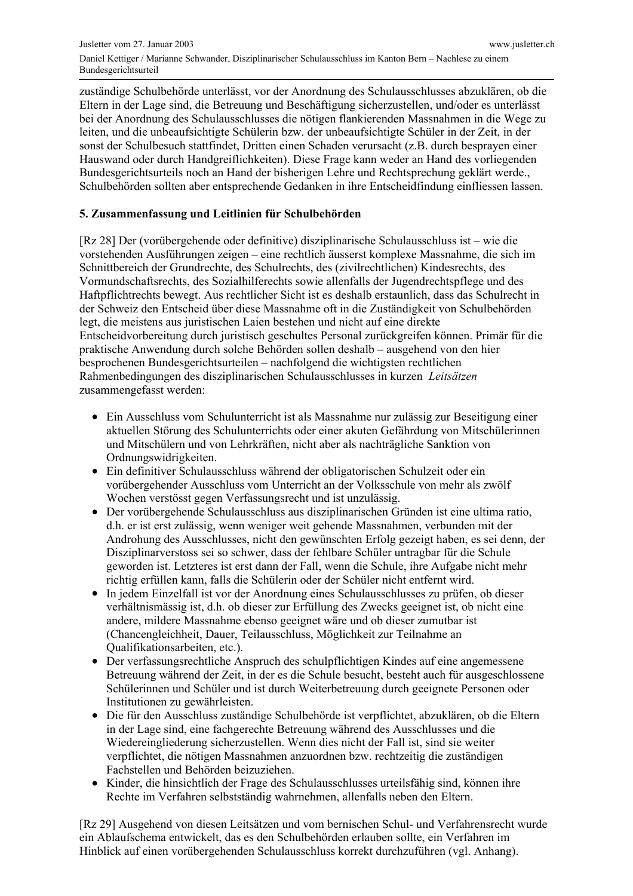zuständige Schulbehörde unterlässt, vor der Anordnung des Schulausschlusses abzuklären, ob die Eltern in der Lage sind, die Betreuung und Beschäftigung sicherzustellen, und/oder es unterlässt bei der Anordnung des Schulausschlusses die nötigen flankierenden Massnahmen in die Wege zu leiten, und die unbeaufsichtigte Schülerin bzw. der unbeaufsichtigte Schüler in der Zeit, in der sonst der Schulbesuch stattfindet, Dritten einen Schaden verursacht (z.B. durch besprayen einer Hauswand oder durch Handgreiflichkeiten). Diese Frage kann weder an Hand des vorliegenden Bundesgerichtsurteils noch an Hand der bisherigen Lehre und Rechtsprechung geklärt werde., Schulbehörden sollten aber entsprechende Gedanken in ihre Entscheidfindung einfliessen lassen.

## 5. Zusammenfassung und Leitlinien für Schulbehörden

[Rz 28] Der (vorübergehende oder definitive) disziplinarische Schulausschluss ist – wie die vorstehenden Ausführungen zeigen – eine rechtlich äusserst komplexe Massnahme, die sich im Schnittbereich der Grundrechte, des Schulrechts, des (zivilrechtlichen) Kindesrechts, des Vormundschaftsrechts, des Sozialhilferechts sowie allenfalls der Jugendrechtspflege und des Haftpflichtrechts bewegt. Aus rechtlicher Sicht ist es deshalb erstaunlich, dass das Schulrecht in der Schweiz den Entscheid über diese Massnahme oft in die Zuständigkeit von Schulbehörden legt, die meistens aus juristischen Laien bestehen und nicht auf eine direkte Entscheidvorbereitung durch juristisch geschultes Personal zurückgreifen können. Primär für die praktische Anwendung durch solche Behörden sollen deshalb – ausgehend von den hier besprochenen Bundesgerichtsurteilen – nachfolgend die wichtigsten rechtlichen Rahmenbedingungen des disziplinarischen Schulausschlusses in kurzen *Leitsätzen* zusammengefasst werden:

- Ein Ausschluss vom Schulunterricht ist als Massnahme nur zulässig zur Beseitigung einer aktuellen Störung des Schulunterrichts oder einer akuten Gefährdung von Mitschülerinnen und Mitschülern und von Lehrkräften, nicht aber als nachträgliche Sanktion von Ordnungswidrigkeiten.
- Ein definitiver Schulausschluss während der obligatorischen Schulzeit oder ein vorübergehender Ausschluss vom Unterricht an der Volksschule von mehr als zwölf Wochen verstösst gegen Verfassungsrecht und ist unzulässig.
- Der vorübergehende Schulausschluss aus disziplinarischen Gründen ist eine ultima ratio, d.h. er ist erst zulässig, wenn weniger weit gehende Massnahmen, verbunden mit der Androhung des Ausschlusses, nicht den gewünschten Erfolg gezeigt haben, es sei denn, der Disziplinarverstoss sei so schwer, dass der fehlbare Schüler untragbar für die Schule geworden ist. Letzteres ist erst dann der Fall, wenn die Schule, ihre Aufgabe nicht mehr richtig erfüllen kann, falls die Schülerin oder der Schüler nicht entfernt wird.
- In jedem Einzelfall ist vor der Anordnung eines Schulausschlusses zu prüfen, ob dieser verhältnismässig ist, d.h. ob dieser zur Erfüllung des Zwecks geeignet ist, ob nicht eine andere, mildere Massnahme ebenso geeignet wäre und ob dieser zumutbar ist (Chancengleichheit, Dauer, Teilausschluss, Möglichkeit zur Teilnahme an Qualifikationsarbeiten, etc.).
- Der verfassungsrechtliche Anspruch des schulpflichtigen Kindes auf eine angemessene Betreuung während der Zeit, in der es die Schule besucht, besteht auch für ausgeschlossene Schülerinnen und Schüler und ist durch Weiterbetreuung durch geeignete Personen oder Institutionen zu gewährleisten.
- Die für den Ausschluss zuständige Schulbehörde ist verpflichtet, abzuklären, ob die Eltern in der Lage sind, eine fachgerechte Betreuung während des Ausschlusses und die Wiedereingliederung sicherzustellen. Wenn dies nicht der Fall ist, sind sie weiter verpflichtet, die nötigen Massnahmen anzuordnen bzw. rechtzeitig die zuständigen Fachstellen und Behörden beizuziehen.
- Kinder, die hinsichtlich der Frage des Schulausschlusses urteilsfähig sind, können ihre Rechte im Verfahren selbstständig wahrnehmen, allenfalls neben den Eltern.

[Rz 29] Ausgehend von diesen Leitsätzen und vom bernischen Schul- und Verfahrensrecht wurde ein Ablaufschema entwickelt, das es den Schulbehörden erlauben sollte, ein Verfahren im Hinblick auf einen vorübergehenden Schulausschluss korrekt durchzuführen (vgl. Anhang).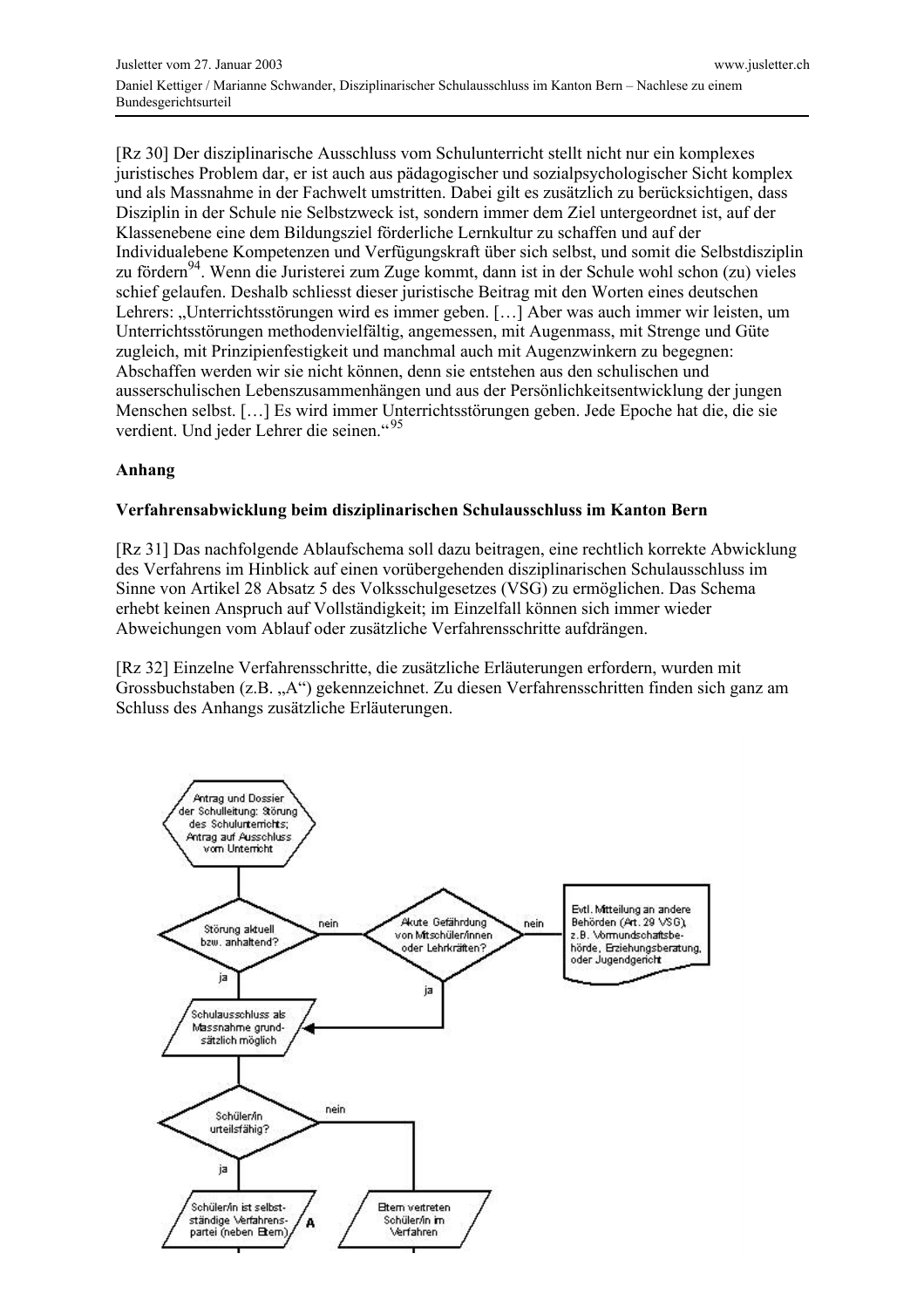[Rz 30] Der disziplinarische Ausschluss vom Schulunterricht stellt nicht nur ein komplexes juristisches Problem dar, er ist auch aus pädagogischer und sozialpsychologischer Sicht komplex und als Massnahme in der Fachwelt umstritten. Dabei gilt es zusätzlich zu berücksichtigen, dass Disziplin in der Schule nie Selbstzweck ist, sondern immer dem Ziel untergeordnet ist, auf der Klassenebene eine dem Bildungsziel förderliche Lernkultur zu schaffen und auf der Individualebene Kompetenzen und Verfügungskraft über sich selbst, und somit die Selbstdisziplin zu fördern[94]. Wenn die Juristerei zum Zuge kommt, dann ist in der Schule wohl schon (zu) vieles schief gelaufen. Deshalb schliesst dieser juristische Beitrag mit den Worten eines deutschen Lehrers: „Unterrichtsstörungen wird es immer geben. […] Aber was auch immer wir leisten, um Unterrichtsstörungen methodenvielfältig, angemessen, mit Augenmass, mit Strenge und Güte zugleich, mit Prinzipienfestigkeit und manchmal auch mit Augenzwinkern zu begegnen: Abschaffen werden wir sie nicht können, denn sie entstehen aus den schulischen und ausserschulischen Lebenszusammenhängen und aus der Persönlichkeitsentwicklung der jungen Menschen selbst. […] Es wird immer Unterrichtsstörungen geben. Jede Epoche hat die, die sie verdient. Und jeder Lehrer die seinen."[95]

**Anhang**

**Verfahrensabwicklung beim disziplinarischen Schulausschluss im Kanton Bern**

[Rz 31] Das nachfolgende Ablaufschema soll dazu beitragen, eine rechtlich korrekte Abwicklung des Verfahrens im Hinblick auf einen vorübergehenden disziplinarischen Schulausschluss im Sinne von Artikel 28 Absatz 5 des Volksschulgesetzes (VSG) zu ermöglichen. Das Schema erhebt keinen Anspruch auf Vollständigkeit; im Einzelfall können sich immer wieder Abweichungen vom Ablauf oder zusätzliche Verfahrensschritte aufdrängen.

[Rz 32] Einzelne Verfahrensschritte, die zusätzliche Erläuterungen erfordern, wurden mit Grossbuchstaben (z.B. „A") gekennzeichnet. Zu diesen Verfahrensschritten finden sich ganz am Schluss des Anhangs zusätzliche Erläuterungen.

- Antrag und Dossier der Schulleitung: Störung des Schulunterrichts; Antrag auf Ausschluss vom Unterricht
- Störung aktuell bzw. anhaltend?
  - nein → Akute Gefährdung von Mitschüler/innen oder Lehrkräften?
    - nein → Evtl. Mitteilung an andere Behörden (Art. 29 VSG), z.B. Vormundschaftsbehörde, Erziehungsberatung, oder Jugendgericht
    - ja → Schulausschluss als Massnahme grundsätzlich möglich
  - ja → Schulausschluss als Massnahme grundsätzlich möglich
- Schüler/in urteilsfähig?
  - ja → Schüler/in ist selbstständige Verfahrenspartei (neben Eltern) **A**
  - nein → Eltern vertreten Schüler/in im Verfahren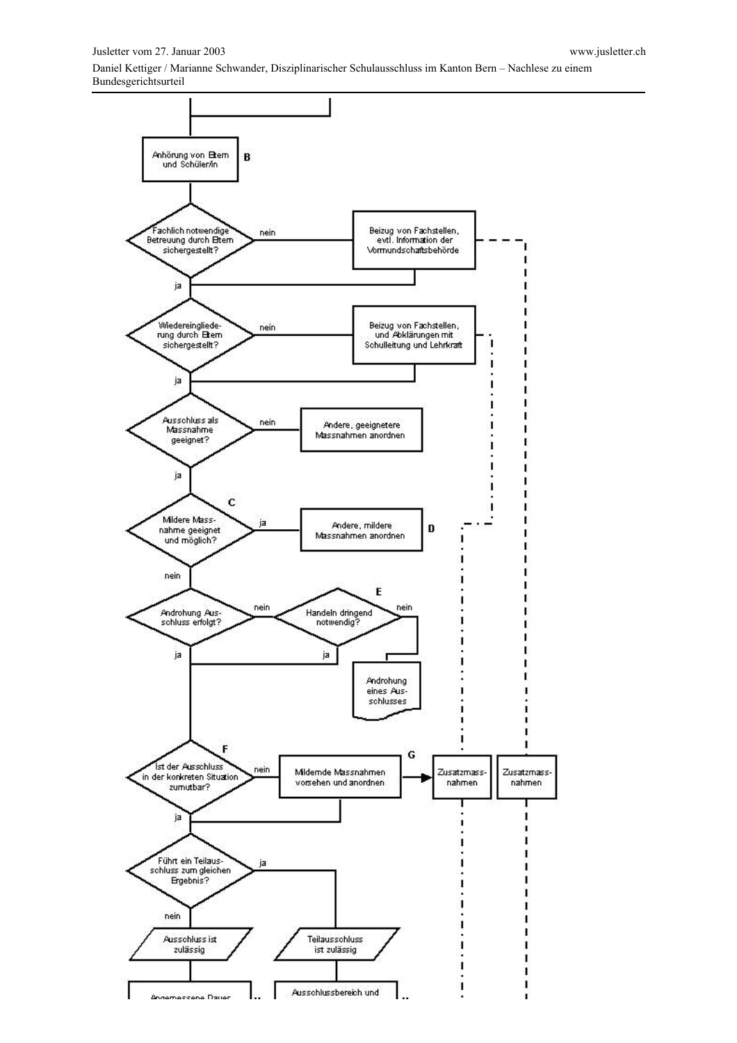Anhörung von Eltern und Schüler/in **B**

Fachlich notwendige Betreuung durch Eltern sichergestellt? — nein → Beizug von Fachstellen, evtl. Information der Vormundschaftsbehörde

ja

Wiedereingliederung durch Eltern sichergestellt? — nein → Beizug von Fachstellen, und Abklärungen mit Schulleitung und Lehrkraft

ja

Ausschluss als Massnahme geeignet? — nein → Andere, geeignetere Massnahmen anordnen

ja

**C** Mildere Massnahme geeignet und möglich? — ja → Andere, mildere Massnahmen anordnen **D**

nein

Androhung Ausschluss erfolgt? — nein → **E** Handeln dringend notwendig? — nein → Androhung eines Ausschlusses

ja / ja

**F** Ist der Ausschluss in der konkreten Situation zumutbar? — nein → Mildernde Massnahmen vorsehen und anordnen **G** → Zusatzmassnahmen

Zusatzmassnahmen

ja

Führt ein Teilausschluss zum gleichen Ergebnis? — ja → Teilausschluss ist zulässig

nein → Ausschluss ist zulässig

Angemessene Dauer ...

Ausschlussbereich und ...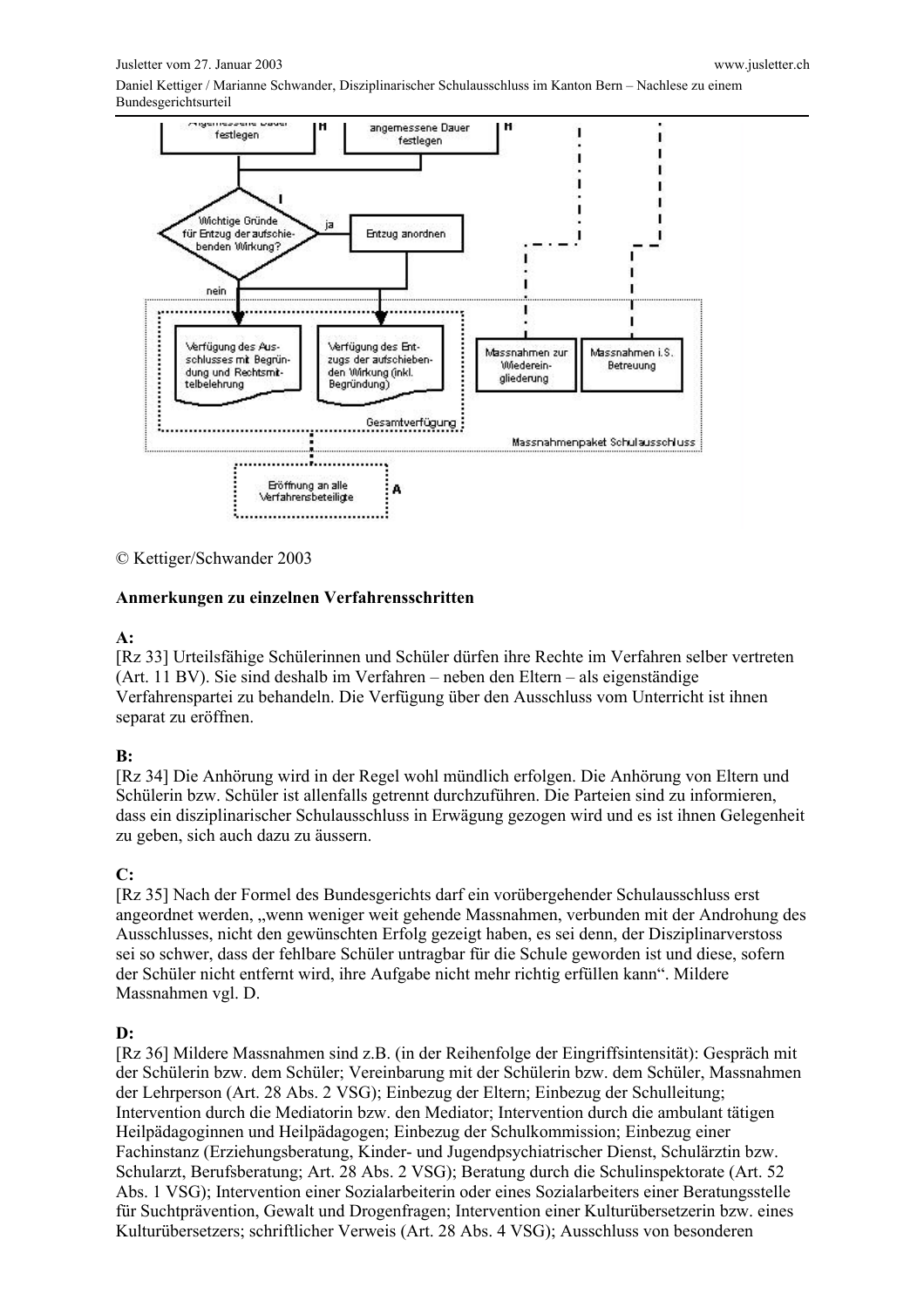© Kettiger/Schwander 2003

**Anmerkungen zu einzelnen Verfahrensschritten**

**A:**

[Rz 33] Urteilsfähige Schülerinnen und Schüler dürfen ihre Rechte im Verfahren selber vertreten (Art. 11 BV). Sie sind deshalb im Verfahren – neben den Eltern – als eigenständige Verfahrenspartei zu behandeln. Die Verfügung über den Ausschluss vom Unterricht ist ihnen separat zu eröffnen.

**B:**

[Rz 34] Die Anhörung wird in der Regel wohl mündlich erfolgen. Die Anhörung von Eltern und Schülerin bzw. Schüler ist allenfalls getrennt durchzuführen. Die Parteien sind zu informieren, dass ein disziplinarischer Schulausschluss in Erwägung gezogen wird und es ist ihnen Gelegenheit zu geben, sich auch dazu zu äussern.

**C:**

[Rz 35] Nach der Formel des Bundesgerichts darf ein vorübergehender Schulausschluss erst angeordnet werden, „wenn weniger weit gehende Massnahmen, verbunden mit der Androhung des Ausschlusses, nicht den gewünschten Erfolg gezeigt haben, es sei denn, der Disziplinarverstoss sei so schwer, dass der fehlbare Schüler untragbar für die Schule geworden ist und diese, sofern der Schüler nicht entfernt wird, ihre Aufgabe nicht mehr richtig erfüllen kann". Mildere Massnahmen vgl. D.

**D:**

[Rz 36] Mildere Massnahmen sind z.B. (in der Reihenfolge der Eingriffsintensität): Gespräch mit der Schülerin bzw. dem Schüler; Vereinbarung mit der Schülerin bzw. dem Schüler, Massnahmen der Lehrperson (Art. 28 Abs. 2 VSG); Einbezug der Eltern; Einbezug der Schulleitung; Intervention durch die Mediatorin bzw. den Mediator; Intervention durch die ambulant tätigen Heilpädagoginnen und Heilpädagogen; Einbezug der Schulkommission; Einbezug einer Fachinstanz (Erziehungsberatung, Kinder- und Jugendpsychiatrischer Dienst, Schulärztin bzw. Schularzt, Berufsberatung; Art. 28 Abs. 2 VSG); Beratung durch die Schulinspektorate (Art. 52 Abs. 1 VSG); Intervention einer Sozialarbeiterin oder eines Sozialarbeiters einer Beratungsstelle für Suchtprävention, Gewalt und Drogenfragen; Intervention einer Kulturübersetzerin bzw. eines Kulturübersetzers; schriftlicher Verweis (Art. 28 Abs. 4 VSG); Ausschluss von besonderen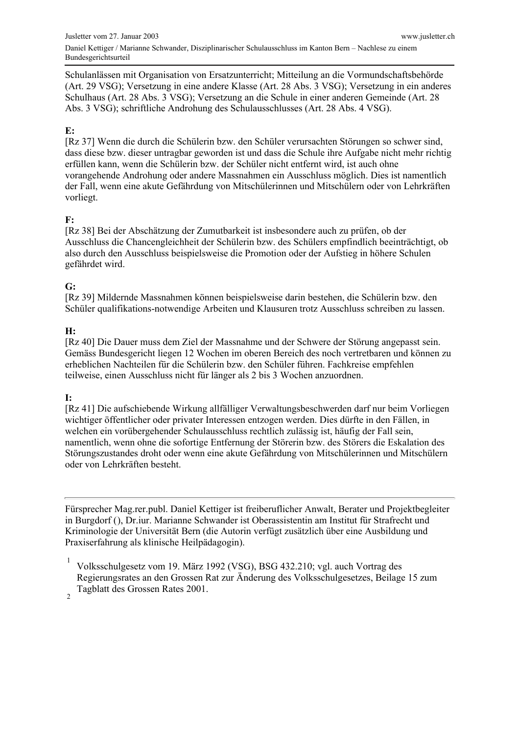Schulanlässen mit Organisation von Ersatzunterricht; Mitteilung an die Vormundschaftsbehörde (Art. 29 VSG); Versetzung in eine andere Klasse (Art. 28 Abs. 3 VSG); Versetzung in ein anderes Schulhaus (Art. 28 Abs. 3 VSG); Versetzung an die Schule in einer anderen Gemeinde (Art. 28 Abs. 3 VSG); schriftliche Androhung des Schulausschlusses (Art. 28 Abs. 4 VSG).

**E:**
[Rz 37] Wenn die durch die Schülerin bzw. den Schüler verursachten Störungen so schwer sind, dass diese bzw. dieser untragbar geworden ist und dass die Schule ihre Aufgabe nicht mehr richtig erfüllen kann, wenn die Schülerin bzw. der Schüler nicht entfernt wird, ist auch ohne vorangehende Androhung oder andere Massnahmen ein Ausschluss möglich. Dies ist namentlich der Fall, wenn eine akute Gefährdung von Mitschülerinnen und Mitschülern oder von Lehrkräften vorliegt.

**F:**
[Rz 38] Bei der Abschätzung der Zumutbarkeit ist insbesondere auch zu prüfen, ob der Ausschluss die Chancengleichheit der Schülerin bzw. des Schülers empfindlich beeinträchtigt, ob also durch den Ausschluss beispielsweise die Promotion oder der Aufstieg in höhere Schulen gefährdet wird.

**G:**
[Rz 39] Mildernde Massnahmen können beispielsweise darin bestehen, die Schülerin bzw. den Schüler qualifikations-notwendige Arbeiten und Klausuren trotz Ausschluss schreiben zu lassen.

**H:**
[Rz 40] Die Dauer muss dem Ziel der Massnahme und der Schwere der Störung angepasst sein. Gemäss Bundesgericht liegen 12 Wochen im oberen Bereich des noch vertretbaren und können zu erheblichen Nachteilen für die Schülerin bzw. den Schüler führen. Fachkreise empfehlen teilweise, einen Ausschluss nicht für länger als 2 bis 3 Wochen anzuordnen.

**I:**
[Rz 41] Die aufschiebende Wirkung allfälliger Verwaltungsbeschwerden darf nur beim Vorliegen wichtiger öffentlicher oder privater Interessen entzogen werden. Dies dürfte in den Fällen, in welchen ein vorübergehender Schulausschluss rechtlich zulässig ist, häufig der Fall sein, namentlich, wenn ohne die sofortige Entfernung der Störerin bzw. des Störers die Eskalation des Störungszustandes droht oder wenn eine akute Gefährdung von Mitschülerinnen und Mitschülern oder von Lehrkräften besteht.

---

Fürsprecher Mag.rer.publ. Daniel Kettiger ist freiberuflicher Anwalt, Berater und Projektbegleiter in Burgdorf (), Dr.iur. Marianne Schwander ist Oberassistentin am Institut für Strafrecht und Kriminologie der Universität Bern (die Autorin verfügt zusätzlich über eine Ausbildung und Praxiserfahrung als klinische Heilpädagogin).

[1] Volksschulgesetz vom 19. März 1992 (VSG), BSG 432.210; vgl. auch Vortrag des Regierungsrates an den Grossen Rat zur Änderung des Volksschulgesetzes, Beilage 15 zum Tagblatt des Grossen Rates 2001.

[2]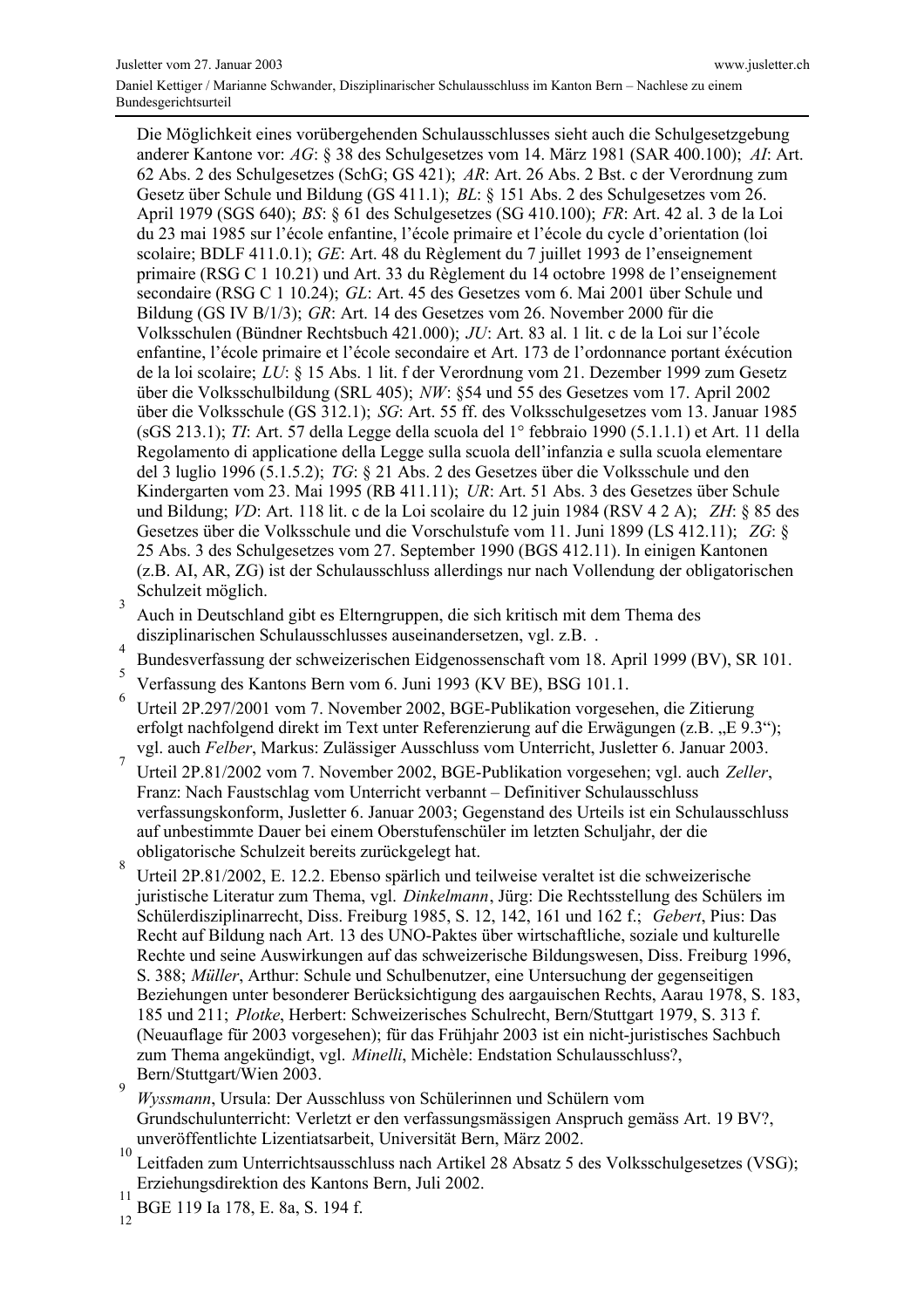Die Möglichkeit eines vorübergehenden Schulausschlusses sieht auch die Schulgesetzgebung anderer Kantone vor: *AG*: § 38 des Schulgesetzes vom 14. März 1981 (SAR 400.100); *AI*: Art. 62 Abs. 2 des Schulgesetzes (SchG; GS 421); *AR*: Art. 26 Abs. 2 Bst. c der Verordnung zum Gesetz über Schule und Bildung (GS 411.1); *BL*: § 151 Abs. 2 des Schulgesetzes vom 26. April 1979 (SGS 640); *BS*: § 61 des Schulgesetzes (SG 410.100); *FR*: Art. 42 al. 3 de la Loi du 23 mai 1985 sur l'école enfantine, l'école primaire et l'école du cycle d'orientation (loi scolaire; BDLF 411.0.1); *GE*: Art. 48 du Règlement du 7 juillet 1993 de l'enseignement primaire (RSG C 1 10.21) und Art. 33 du Règlement du 14 octobre 1998 de l'enseignement secondaire (RSG C 1 10.24); *GL*: Art. 45 des Gesetzes vom 6. Mai 2001 über Schule und Bildung (GS IV B/1/3); *GR*: Art. 14 des Gesetzes vom 26. November 2000 für die Volksschulen (Bündner Rechtsbuch 421.000); *JU*: Art. 83 al. 1 lit. c de la Loi sur l'école enfantine, l'école primaire et l'école secondaire et Art. 173 de l'ordonnance portant éxécution de la loi scolaire; *LU*: § 15 Abs. 1 lit. f der Verordnung vom 21. Dezember 1999 zum Gesetz über die Volksschulbildung (SRL 405); *NW*: §54 und 55 des Gesetzes vom 17. April 2002 über die Volksschule (GS 312.1); *SG*: Art. 55 ff. des Volksschulgesetzes vom 13. Januar 1985 (sGS 213.1); *TI*: Art. 57 della Legge della scuola del 1° febbraio 1990 (5.1.1.1) et Art. 11 della Regolamento di applicatione della Legge sulla scuola dell'infanzia e sulla scuola elementare del 3 luglio 1996 (5.1.5.2); *TG*: § 21 Abs. 2 des Gesetzes über die Volksschule und den Kindergarten vom 23. Mai 1995 (RB 411.11); *UR*: Art. 51 Abs. 3 des Gesetzes über Schule und Bildung; *VD*: Art. 118 lit. c de la Loi scolaire du 12 juin 1984 (RSV 4 2 A); *ZH*: § 85 des Gesetzes über die Volksschule und die Vorschulstufe vom 11. Juni 1899 (LS 412.11); *ZG*: § 25 Abs. 3 des Schulgesetzes vom 27. September 1990 (BGS 412.11). In einigen Kantonen (z.B. AI, AR, ZG) ist der Schulausschluss allerdings nur nach Vollendung der obligatorischen Schulzeit möglich.

[3] Auch in Deutschland gibt es Elterngruppen, die sich kritisch mit dem Thema des disziplinarischen Schulausschlusses auseinandersetzen, vgl. z.B. .

[4] Bundesverfassung der schweizerischen Eidgenossenschaft vom 18. April 1999 (BV), SR 101.

[5] Verfassung des Kantons Bern vom 6. Juni 1993 (KV BE), BSG 101.1.

[6] Urteil 2P.297/2001 vom 7. November 2002, BGE-Publikation vorgesehen, die Zitierung erfolgt nachfolgend direkt im Text unter Referenzierung auf die Erwägungen (z.B. „E 9.3"); vgl. auch *Felber*, Markus: Zulässiger Ausschluss vom Unterricht, Jusletter 6. Januar 2003.

[7] Urteil 2P.81/2002 vom 7. November 2002, BGE-Publikation vorgesehen; vgl. auch *Zeller*, Franz: Nach Faustschlag vom Unterricht verbannt – Definitiver Schulausschluss verfassungskonform, Jusletter 6. Januar 2003; Gegenstand des Urteils ist ein Schulausschluss auf unbestimmte Dauer bei einem Oberstufenschüler im letzten Schuljahr, der die obligatorische Schulzeit bereits zurückgelegt hat.

[8] Urteil 2P.81/2002, E. 12.2. Ebenso spärlich und teilweise veraltet ist die schweizerische juristische Literatur zum Thema, vgl. *Dinkelmann*, Jürg: Die Rechtsstellung des Schülers im Schülerdisziplinarrecht, Diss. Freiburg 1985, S. 12, 142, 161 und 162 f.; *Gebert*, Pius: Das Recht auf Bildung nach Art. 13 des UNO-Paktes über wirtschaftliche, soziale und kulturelle Rechte und seine Auswirkungen auf das schweizerische Bildungswesen, Diss. Freiburg 1996, S. 388; *Müller*, Arthur: Schule und Schulbenutzer, eine Untersuchung der gegenseitigen Beziehungen unter besonderer Berücksichtigung des aargauischen Rechts, Aarau 1978, S. 183, 185 und 211; *Plotke*, Herbert: Schweizerisches Schulrecht, Bern/Stuttgart 1979, S. 313 f. (Neuauflage für 2003 vorgesehen); für das Frühjahr 2003 ist ein nicht-juristisches Sachbuch zum Thema angekündigt, vgl. *Minelli*, Michèle: Endstation Schulausschluss?, Bern/Stuttgart/Wien 2003.

[9] *Wyssmann*, Ursula: Der Ausschluss von Schülerinnen und Schülern vom Grundschulunterricht: Verletzt er den verfassungsmässigen Anspruch gemäss Art. 19 BV?, unveröffentlichte Lizentiatsarbeit, Universität Bern, März 2002.

[10] Leitfaden zum Unterrichtsausschluss nach Artikel 28 Absatz 5 des Volksschulgesetzes (VSG); Erziehungsdirektion des Kantons Bern, Juli 2002.

[11] BGE 119 Ia 178, E. 8a, S. 194 f.

[12]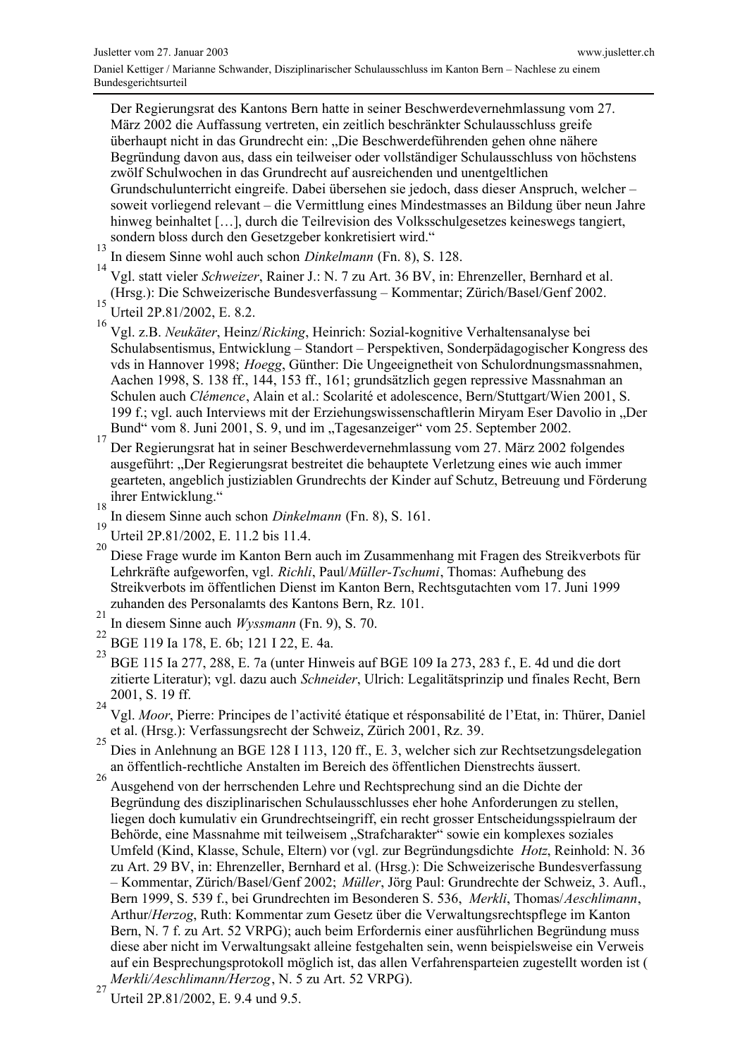Der Regierungsrat des Kantons Bern hatte in seiner Beschwerdevernehmlassung vom 27. März 2002 die Auffassung vertreten, ein zeitlich beschränkter Schulausschluss greife überhaupt nicht in das Grundrecht ein: „Die Beschwerdeführenden gehen ohne nähere Begründung davon aus, dass ein teilweiser oder vollständiger Schulausschluss von höchstens zwölf Schulwochen in das Grundrecht auf ausreichenden und unentgeltlichen Grundschulunterricht eingreife. Dabei übersehen sie jedoch, dass dieser Anspruch, welcher – soweit vorliegend relevant – die Vermittlung eines Mindestmasses an Bildung über neun Jahre hinweg beinhaltet […], durch die Teilrevision des Volksschulgesetzes keineswegs tangiert, sondern bloss durch den Gesetzgeber konkretisiert wird."

[13] In diesem Sinne wohl auch schon *Dinkelmann* (Fn. 8), S. 128.

[14] Vgl. statt vieler *Schweizer*, Rainer J.: N. 7 zu Art. 36 BV, in: Ehrenzeller, Bernhard et al. (Hrsg.): Die Schweizerische Bundesverfassung – Kommentar; Zürich/Basel/Genf 2002.

[15] Urteil 2P.81/2002, E. 8.2.

[16] Vgl. z.B. *Neukäter*, Heinz/*Ricking*, Heinrich: Sozial-kognitive Verhaltensanalyse bei Schulabsentismus, Entwicklung – Standort – Perspektiven, Sonderpädagogischer Kongress des vds in Hannover 1998; *Hoegg*, Günther: Die Ungeeignetheit von Schulordnungsmassnahmen, Aachen 1998, S. 138 ff., 144, 153 ff., 161; grundsätzlich gegen repressive Massnahman an Schulen auch *Clémence*, Alain et al.: Scolarité et adolescence, Bern/Stuttgart/Wien 2001, S. 199 f.; vgl. auch Interviews mit der Erziehungswissenschaftlerin Miryam Eser Davolio in „Der Bund" vom 8. Juni 2001, S. 9, und im „Tagesanzeiger" vom 25. September 2002.

[17] Der Regierungsrat hat in seiner Beschwerdevernehmlassung vom 27. März 2002 folgendes ausgeführt: „Der Regierungsrat bestreitet die behauptete Verletzung eines wie auch immer gearteten, angeblich justiziablen Grundrechts der Kinder auf Schutz, Betreuung und Förderung ihrer Entwicklung."

[18] In diesem Sinne auch schon *Dinkelmann* (Fn. 8), S. 161.

[19] Urteil 2P.81/2002, E. 11.2 bis 11.4.

[20] Diese Frage wurde im Kanton Bern auch im Zusammenhang mit Fragen des Streikverbots für Lehrkräfte aufgeworfen, vgl. *Richli*, Paul/*Müller-Tschumi*, Thomas: Aufhebung des Streikverbots im öffentlichen Dienst im Kanton Bern, Rechtsgutachten vom 17. Juni 1999 zuhanden des Personalamts des Kantons Bern, Rz. 101.

[21] In diesem Sinne auch *Wyssmann* (Fn. 9), S. 70.

[22] BGE 119 Ia 178, E. 6b; 121 I 22, E. 4a.

[23] BGE 115 Ia 277, 288, E. 7a (unter Hinweis auf BGE 109 Ia 273, 283 f., E. 4d und die dort zitierte Literatur); vgl. dazu auch *Schneider*, Ulrich: Legalitätsprinzip und finales Recht, Bern 2001, S. 19 ff.

[24] Vgl. *Moor*, Pierre: Principes de l'activité étatique et résponsabilité de l'Etat, in: Thürer, Daniel et al. (Hrsg.): Verfassungsrecht der Schweiz, Zürich 2001, Rz. 39.

[25] Dies in Anlehnung an BGE 128 I 113, 120 ff., E. 3, welcher sich zur Rechtsetzungsdelegation an öffentlich-rechtliche Anstalten im Bereich des öffentlichen Dienstrechts äussert.

[26] Ausgehend von der herrschenden Lehre und Rechtsprechung sind an die Dichte der Begründung des disziplinarischen Schulausschlusses eher hohe Anforderungen zu stellen, liegen doch kumulativ ein Grundrechtseingriff, ein recht grosser Entscheidungsspielraum der Behörde, eine Massnahme mit teilweisem „Strafcharakter" sowie ein komplexes soziales Umfeld (Kind, Klasse, Schule, Eltern) vor (vgl. zur Begründungsdichte *Hotz*, Reinhold: N. 36 zu Art. 29 BV, in: Ehrenzeller, Bernhard et al. (Hrsg.): Die Schweizerische Bundesverfassung – Kommentar, Zürich/Basel/Genf 2002; *Müller*, Jörg Paul: Grundrechte der Schweiz, 3. Aufl., Bern 1999, S. 539 f., bei Grundrechten im Besonderen S. 536, *Merkli*, Thomas/*Aeschlimann*, Arthur/*Herzog*, Ruth: Kommentar zum Gesetz über die Verwaltungsrechtspflege im Kanton Bern, N. 7 f. zu Art. 52 VRPG); auch beim Erfordernis einer ausführlichen Begründung muss diese aber nicht im Verwaltungsakt alleine festgehalten sein, wenn beispielsweise ein Verweis auf ein Besprechungsprotokoll möglich ist, das allen Verfahrensparteien zugestellt worden ist ( *Merkli/Aeschlimann/Herzog*, N. 5 zu Art. 52 VRPG).

[27] Urteil 2P.81/2002, E. 9.4 und 9.5.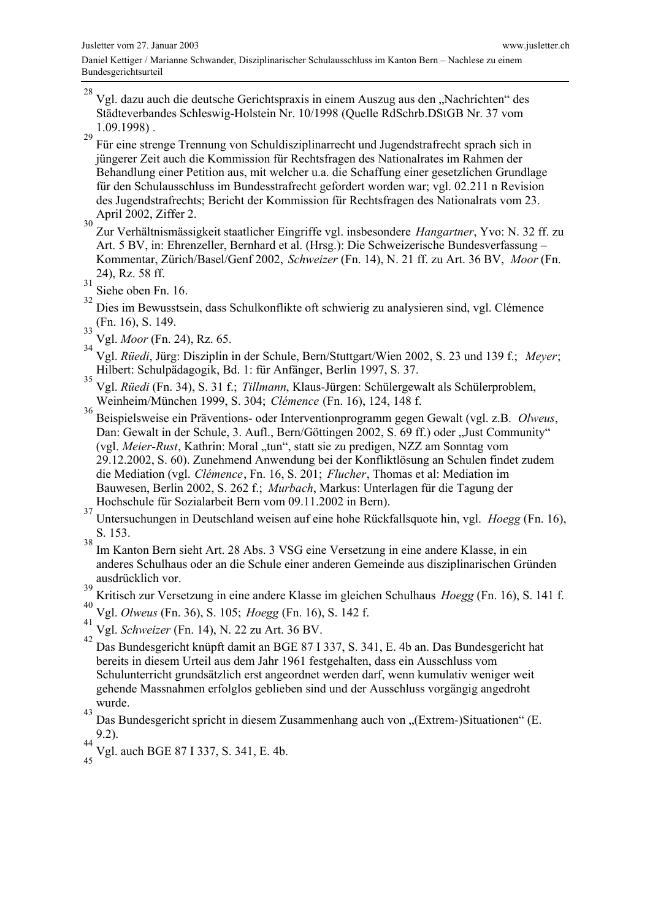[28] Vgl. dazu auch die deutsche Gerichtspraxis in einem Auszug aus den „Nachrichten" des Städteverbandes Schleswig-Holstein Nr. 10/1998 (Quelle RdSchrb.DStGB Nr. 37 vom 1.09.1998) .

[29] Für eine strenge Trennung von Schuldisziplinarrecht und Jugendstrafrecht sprach sich in jüngerer Zeit auch die Kommission für Rechtsfragen des Nationalrates im Rahmen der Behandlung einer Petition aus, mit welcher u.a. die Schaffung einer gesetzlichen Grundlage für den Schulausschluss im Bundesstrafrecht gefordert worden war; vgl. 02.211 n Revision des Jugendstrafrechts; Bericht der Kommission für Rechtsfragen des Nationalrats vom 23. April 2002, Ziffer 2.

[30] Zur Verhältnismässigkeit staatlicher Eingriffe vgl. insbesondere *Hangartner*, Yvo: N. 32 ff. zu Art. 5 BV, in: Ehrenzeller, Bernhard et al. (Hrsg.): Die Schweizerische Bundesverfassung – Kommentar, Zürich/Basel/Genf 2002, *Schweizer* (Fn. 14), N. 21 ff. zu Art. 36 BV, *Moor* (Fn. 24), Rz. 58 ff.

[31] Siehe oben Fn. 16.

[32] Dies im Bewusstsein, dass Schulkonflikte oft schwierig zu analysieren sind, vgl. Clémence (Fn. 16), S. 149.

[33] Vgl. *Moor* (Fn. 24), Rz. 65.

[34] Vgl. *Rüedi*, Jürg: Disziplin in der Schule, Bern/Stuttgart/Wien 2002, S. 23 und 139 f.; *Meyer*; Hilbert: Schulpädagogik, Bd. 1: für Anfänger, Berlin 1997, S. 37.

[35] Vgl. *Rüedi* (Fn. 34), S. 31 f.; *Tillmann*, Klaus-Jürgen: Schülergewalt als Schülerproblem, Weinheim/München 1999, S. 304; *Clémence* (Fn. 16), 124, 148 f.

[36] Beispielsweise ein Präventions- oder Interventionprogramm gegen Gewalt (vgl. z.B. *Olweus*, Dan: Gewalt in der Schule, 3. Aufl., Bern/Göttingen 2002, S. 69 ff.) oder „Just Community" (vgl. *Meier-Rust*, Kathrin: Moral „tun", statt sie zu predigen, NZZ am Sonntag vom 29.12.2002, S. 60). Zunehmend Anwendung bei der Konfliktlösung an Schulen findet zudem die Mediation (vgl. *Clémence*, Fn. 16, S. 201; *Flucher*, Thomas et al: Mediation im Bauwesen, Berlin 2002, S. 262 f.; *Murbach*, Markus: Unterlagen für die Tagung der Hochschule für Sozialarbeit Bern vom 09.11.2002 in Bern).

[37] Untersuchungen in Deutschland weisen auf eine hohe Rückfallsquote hin, vgl. *Hoegg* (Fn. 16), S. 153.

[38] Im Kanton Bern sieht Art. 28 Abs. 3 VSG eine Versetzung in eine andere Klasse, in ein anderes Schulhaus oder an die Schule einer anderen Gemeinde aus disziplinarischen Gründen ausdrücklich vor.

[39] Kritisch zur Versetzung in eine andere Klasse im gleichen Schulhaus *Hoegg* (Fn. 16), S. 141 f.

[40] Vgl. *Olweus* (Fn. 36), S. 105; *Hoegg* (Fn. 16), S. 142 f.

[41] Vgl. *Schweizer* (Fn. 14), N. 22 zu Art. 36 BV.

[42] Das Bundesgericht knüpft damit an BGE 87 I 337, S. 341, E. 4b an. Das Bundesgericht hat bereits in diesem Urteil aus dem Jahr 1961 festgehalten, dass ein Ausschluss vom Schulunterricht grundsätzlich erst angeordnet werden darf, wenn kumulativ weniger weit gehende Massnahmen erfolglos geblieben sind und der Ausschluss vorgängig angedroht wurde.

[43] Das Bundesgericht spricht in diesem Zusammenhang auch von „(Extrem-)Situationen" (E. 9.2).

[44] Vgl. auch BGE 87 I 337, S. 341, E. 4b.

[45]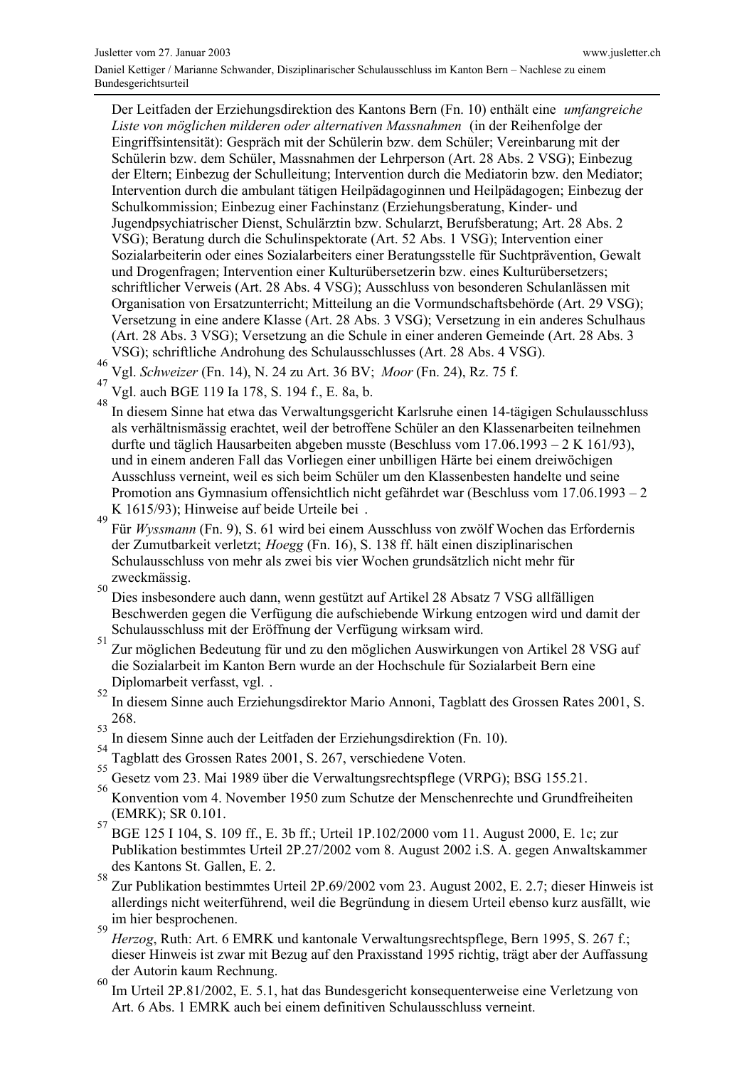Der Leitfaden der Erziehungsdirektion des Kantons Bern (Fn. 10) enthält eine *umfangreiche Liste von möglichen milderen oder alternativen Massnahmen* (in der Reihenfolge der Eingriffsintensität): Gespräch mit der Schülerin bzw. dem Schüler; Vereinbarung mit der Schülerin bzw. dem Schüler, Massnahmen der Lehrperson (Art. 28 Abs. 2 VSG); Einbezug der Eltern; Einbezug der Schulleitung; Intervention durch die Mediatorin bzw. den Mediator; Intervention durch die ambulant tätigen Heilpädagoginnen und Heilpädagogen; Einbezug der Schulkommission; Einbezug einer Fachinstanz (Erziehungsberatung, Kinder- und Jugendpsychiatrischer Dienst, Schulärztin bzw. Schularzt, Berufsberatung; Art. 28 Abs. 2 VSG); Beratung durch die Schulinspektorate (Art. 52 Abs. 1 VSG); Intervention einer Sozialarbeiterin oder eines Sozialarbeiters einer Beratungsstelle für Suchtprävention, Gewalt und Drogenfragen; Intervention einer Kulturübersetzerin bzw. eines Kulturübersetzers; schriftlicher Verweis (Art. 28 Abs. 4 VSG); Ausschluss von besonderen Schulanlässen mit Organisation von Ersatzunterricht; Mitteilung an die Vormundschaftsbehörde (Art. 29 VSG); Versetzung in eine andere Klasse (Art. 28 Abs. 3 VSG); Versetzung in ein anderes Schulhaus (Art. 28 Abs. 3 VSG); Versetzung an die Schule in einer anderen Gemeinde (Art. 28 Abs. 3 VSG); schriftliche Androhung des Schulausschlusses (Art. 28 Abs. 4 VSG).

[46] Vgl. *Schweizer* (Fn. 14), N. 24 zu Art. 36 BV; *Moor* (Fn. 24), Rz. 75 f.

[47] Vgl. auch BGE 119 Ia 178, S. 194 f., E. 8a, b.

[48] In diesem Sinne hat etwa das Verwaltungsgericht Karlsruhe einen 14-tägigen Schulausschluss als verhältnismässig erachtet, weil der betroffene Schüler an den Klassenarbeiten teilnehmen durfte und täglich Hausarbeiten abgeben musste (Beschluss vom 17.06.1993 – 2 K 161/93), und in einem anderen Fall das Vorliegen einer unbilligen Härte bei einem dreiwöchigen Ausschluss verneint, weil es sich beim Schüler um den Klassenbesten handelte und seine Promotion ans Gymnasium offensichtlich nicht gefährdet war (Beschluss vom 17.06.1993 – 2 K 1615/93); Hinweise auf beide Urteile bei .

[49] Für *Wyssmann* (Fn. 9), S. 61 wird bei einem Ausschluss von zwölf Wochen das Erfordernis der Zumutbarkeit verletzt; *Hoegg* (Fn. 16), S. 138 ff. hält einen disziplinarischen Schulausschluss von mehr als zwei bis vier Wochen grundsätzlich nicht mehr für zweckmässig.

[50] Dies insbesondere auch dann, wenn gestützt auf Artikel 28 Absatz 7 VSG allfälligen Beschwerden gegen die Verfügung die aufschiebende Wirkung entzogen wird und damit der Schulausschluss mit der Eröffnung der Verfügung wirksam wird.

[51] Zur möglichen Bedeutung für und zu den möglichen Auswirkungen von Artikel 28 VSG auf die Sozialarbeit im Kanton Bern wurde an der Hochschule für Sozialarbeit Bern eine Diplomarbeit verfasst, vgl. .

[52] In diesem Sinne auch Erziehungsdirektor Mario Annoni, Tagblatt des Grossen Rates 2001, S. 268.

[53] In diesem Sinne auch der Leitfaden der Erziehungsdirektion (Fn. 10).

[54] Tagblatt des Grossen Rates 2001, S. 267, verschiedene Voten.

[55] Gesetz vom 23. Mai 1989 über die Verwaltungsrechtspflege (VRPG); BSG 155.21.

[56] Konvention vom 4. November 1950 zum Schutze der Menschenrechte und Grundfreiheiten (EMRK); SR 0.101.

[57] BGE 125 I 104, S. 109 ff., E. 3b ff.; Urteil 1P.102/2000 vom 11. August 2000, E. 1c; zur Publikation bestimmtes Urteil 2P.27/2002 vom 8. August 2002 i.S. A. gegen Anwaltskammer des Kantons St. Gallen, E. 2.

[58] Zur Publikation bestimmtes Urteil 2P.69/2002 vom 23. August 2002, E. 2.7; dieser Hinweis ist allerdings nicht weiterführend, weil die Begründung in diesem Urteil ebenso kurz ausfällt, wie im hier besprochenen.

[59] *Herzog*, Ruth: Art. 6 EMRK und kantonale Verwaltungsrechtspflege, Bern 1995, S. 267 f.; dieser Hinweis ist zwar mit Bezug auf den Praxisstand 1995 richtig, trägt aber der Auffassung der Autorin kaum Rechnung.

[60] Im Urteil 2P.81/2002, E. 5.1, hat das Bundesgericht konsequenterweise eine Verletzung von Art. 6 Abs. 1 EMRK auch bei einem definitiven Schulausschluss verneint.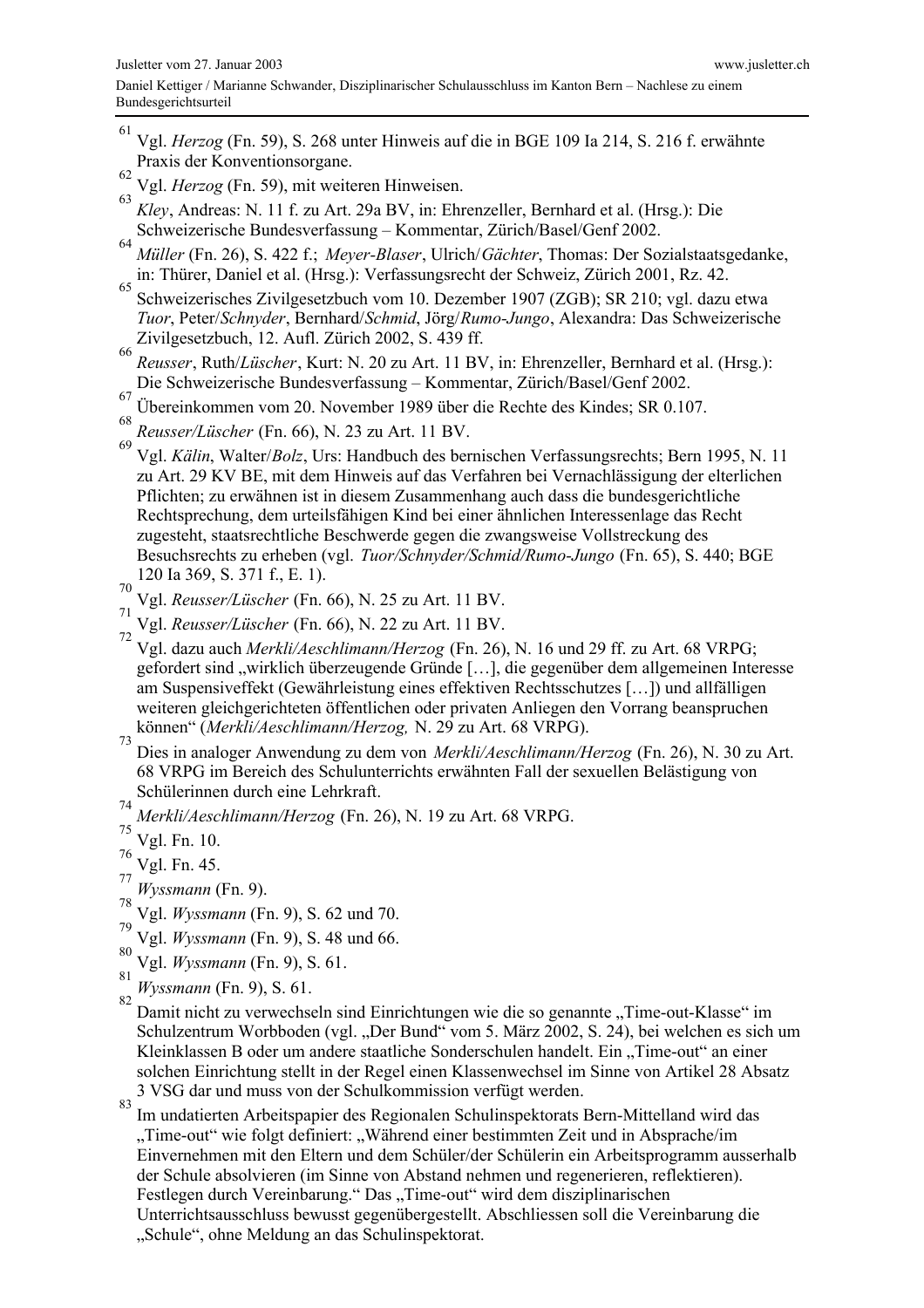[61] Vgl. *Herzog* (Fn. 59), S. 268 unter Hinweis auf die in BGE 109 Ia 214, S. 216 f. erwähnte Praxis der Konventionsorgane.

[62] Vgl. *Herzog* (Fn. 59), mit weiteren Hinweisen.

[63] *Kley*, Andreas: N. 11 f. zu Art. 29a BV, in: Ehrenzeller, Bernhard et al. (Hrsg.): Die Schweizerische Bundesverfassung – Kommentar, Zürich/Basel/Genf 2002.

[64] *Müller* (Fn. 26), S. 422 f.; *Meyer-Blaser*, Ulrich/*Gächter*, Thomas: Der Sozialstaatsgedanke, in: Thürer, Daniel et al. (Hrsg.): Verfassungsrecht der Schweiz, Zürich 2001, Rz. 42.

[65] Schweizerisches Zivilgesetzbuch vom 10. Dezember 1907 (ZGB); SR 210; vgl. dazu etwa *Tuor*, Peter/*Schnyder*, Bernhard/*Schmid*, Jörg/*Rumo-Jungo*, Alexandra: Das Schweizerische Zivilgesetzbuch, 12. Aufl. Zürich 2002, S. 439 ff.

[66] *Reusser*, Ruth/*Lüscher*, Kurt: N. 20 zu Art. 11 BV, in: Ehrenzeller, Bernhard et al. (Hrsg.): Die Schweizerische Bundesverfassung – Kommentar, Zürich/Basel/Genf 2002.

[67] Übereinkommen vom 20. November 1989 über die Rechte des Kindes; SR 0.107.

[68] *Reusser/Lüscher* (Fn. 66), N. 23 zu Art. 11 BV.

[69] Vgl. *Kälin*, Walter/*Bolz*, Urs: Handbuch des bernischen Verfassungsrechts; Bern 1995, N. 11 zu Art. 29 KV BE, mit dem Hinweis auf das Verfahren bei Vernachlässigung der elterlichen Pflichten; zu erwähnen ist in diesem Zusammenhang auch dass die bundesgerichtliche Rechtsprechung, dem urteilsfähigen Kind bei einer ähnlichen Interessenlage das Recht zugesteht, staatsrechtliche Beschwerde gegen die zwangsweise Vollstreckung des Besuchsrechts zu erheben (vgl. *Tuor/Schnyder/Schmid/Rumo-Jungo* (Fn. 65), S. 440; BGE 120 Ia 369, S. 371 f., E. 1).

[70] Vgl. *Reusser/Lüscher* (Fn. 66), N. 25 zu Art. 11 BV.

[71] Vgl. *Reusser/Lüscher* (Fn. 66), N. 22 zu Art. 11 BV.

[72] Vgl. dazu auch *Merkli/Aeschlimann/Herzog* (Fn. 26), N. 16 und 29 ff. zu Art. 68 VRPG; gefordert sind „wirklich überzeugende Gründe […], die gegenüber dem allgemeinen Interesse am Suspensiveffekt (Gewährleistung eines effektiven Rechtsschutzes […]) und allfälligen weiteren gleichgerichteten öffentlichen oder privaten Anliegen den Vorrang beanspruchen können“ (*Merkli/Aeschlimann/Herzog,* N. 29 zu Art. 68 VRPG).

[73] Dies in analoger Anwendung zu dem von *Merkli/Aeschlimann/Herzog* (Fn. 26), N. 30 zu Art. 68 VRPG im Bereich des Schulunterrichts erwähnten Fall der sexuellen Belästigung von Schülerinnen durch eine Lehrkraft.

[74] *Merkli/Aeschlimann/Herzog* (Fn. 26), N. 19 zu Art. 68 VRPG.

[75] Vgl. Fn. 10.

[76] Vgl. Fn. 45.

[77] *Wyssmann* (Fn. 9).

[78] Vgl. *Wyssmann* (Fn. 9), S. 62 und 70.

[79] Vgl. *Wyssmann* (Fn. 9), S. 48 und 66.

[80] Vgl. *Wyssmann* (Fn. 9), S. 61.

[81] *Wyssmann* (Fn. 9), S. 61.

[82] Damit nicht zu verwechseln sind Einrichtungen wie die so genannte „Time-out-Klasse“ im Schulzentrum Worbboden (vgl. „Der Bund“ vom 5. März 2002, S. 24), bei welchen es sich um Kleinklassen B oder um andere staatliche Sonderschulen handelt. Ein „Time-out“ an einer solchen Einrichtung stellt in der Regel einen Klassenwechsel im Sinne von Artikel 28 Absatz 3 VSG dar und muss von der Schulkommission verfügt werden.

[83] Im undatierten Arbeitspapier des Regionalen Schulinspektorats Bern-Mittelland wird das „Time-out“ wie folgt definiert: „Während einer bestimmten Zeit und in Absprache/im Einvernehmen mit den Eltern und dem Schüler/der Schülerin ein Arbeitsprogramm ausserhalb der Schule absolvieren (im Sinne von Abstand nehmen und regenerieren, reflektieren). Festlegen durch Vereinbarung.“ Das „Time-out“ wird dem disziplinarischen Unterrichtsausschluss bewusst gegenübergestellt. Abschliessen soll die Vereinbarung die „Schule“, ohne Meldung an das Schulinspektorat.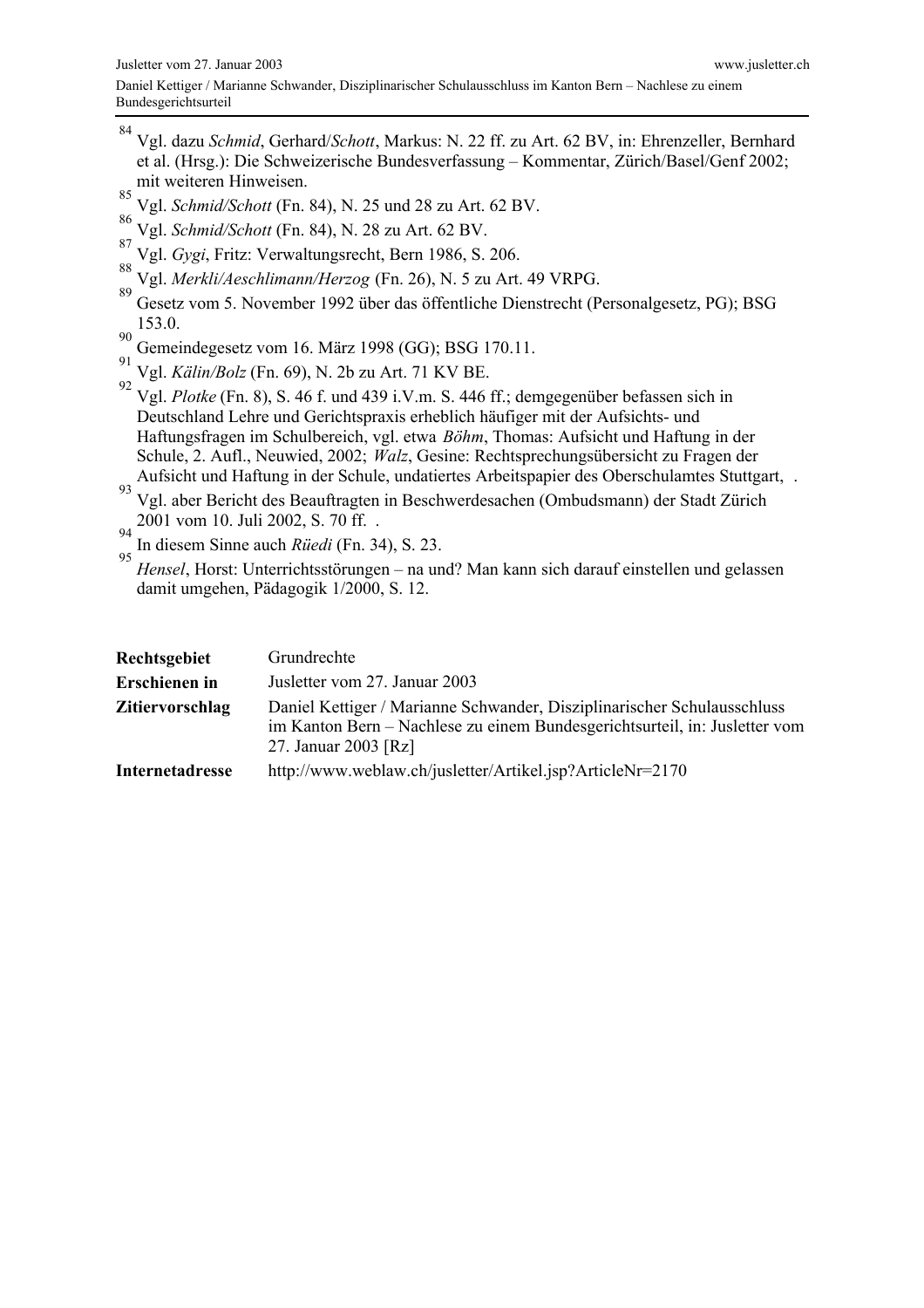[84] Vgl. dazu *Schmid*, Gerhard/*Schott*, Markus: N. 22 ff. zu Art. 62 BV, in: Ehrenzeller, Bernhard et al. (Hrsg.): Die Schweizerische Bundesverfassung – Kommentar, Zürich/Basel/Genf 2002; mit weiteren Hinweisen.

[85] Vgl. *Schmid/Schott* (Fn. 84), N. 25 und 28 zu Art. 62 BV.

[86] Vgl. *Schmid/Schott* (Fn. 84), N. 28 zu Art. 62 BV.

[87] Vgl. *Gygi*, Fritz: Verwaltungsrecht, Bern 1986, S. 206.

[88] Vgl. *Merkli/Aeschlimann/Herzog* (Fn. 26), N. 5 zu Art. 49 VRPG.

[89] Gesetz vom 5. November 1992 über das öffentliche Dienstrecht (Personalgesetz, PG); BSG 153.0.

[90] Gemeindegesetz vom 16. März 1998 (GG); BSG 170.11.

[91] Vgl. *Kälin/Bolz* (Fn. 69), N. 2b zu Art. 71 KV BE.

[92] Vgl. *Plotke* (Fn. 8), S. 46 f. und 439 i.V.m. S. 446 ff.; demgegenüber befassen sich in Deutschland Lehre und Gerichtspraxis erheblich häufiger mit der Aufsichts- und Haftungsfragen im Schulbereich, vgl. etwa *Böhm*, Thomas: Aufsicht und Haftung in der Schule, 2. Aufl., Neuwied, 2002; *Walz*, Gesine: Rechtsprechungsübersicht zu Fragen der Aufsicht und Haftung in der Schule, undatiertes Arbeitspapier des Oberschulamtes Stuttgart, .

[93] Vgl. aber Bericht des Beauftragten in Beschwerdesachen (Ombudsmann) der Stadt Zürich 2001 vom 10. Juli 2002, S. 70 ff. .

[94] In diesem Sinne auch *Rüedi* (Fn. 34), S. 23.

[95] *Hensel*, Horst: Unterrichtsstörungen – na und? Man kann sich darauf einstellen und gelassen damit umgehen, Pädagogik 1/2000, S. 12.

| | |
|---|---|
| **Rechtsgebiet** | Grundrechte |
| **Erschienen in** | Jusletter vom 27. Januar 2003 |
| **Zitiervorschlag** | Daniel Kettiger / Marianne Schwander, Disziplinarischer Schulausschluss im Kanton Bern – Nachlese zu einem Bundesgerichtsurteil, in: Jusletter vom 27. Januar 2003 [Rz] |
| **Internetadresse** | http://www.weblaw.ch/jusletter/Artikel.jsp?ArticleNr=2170 |